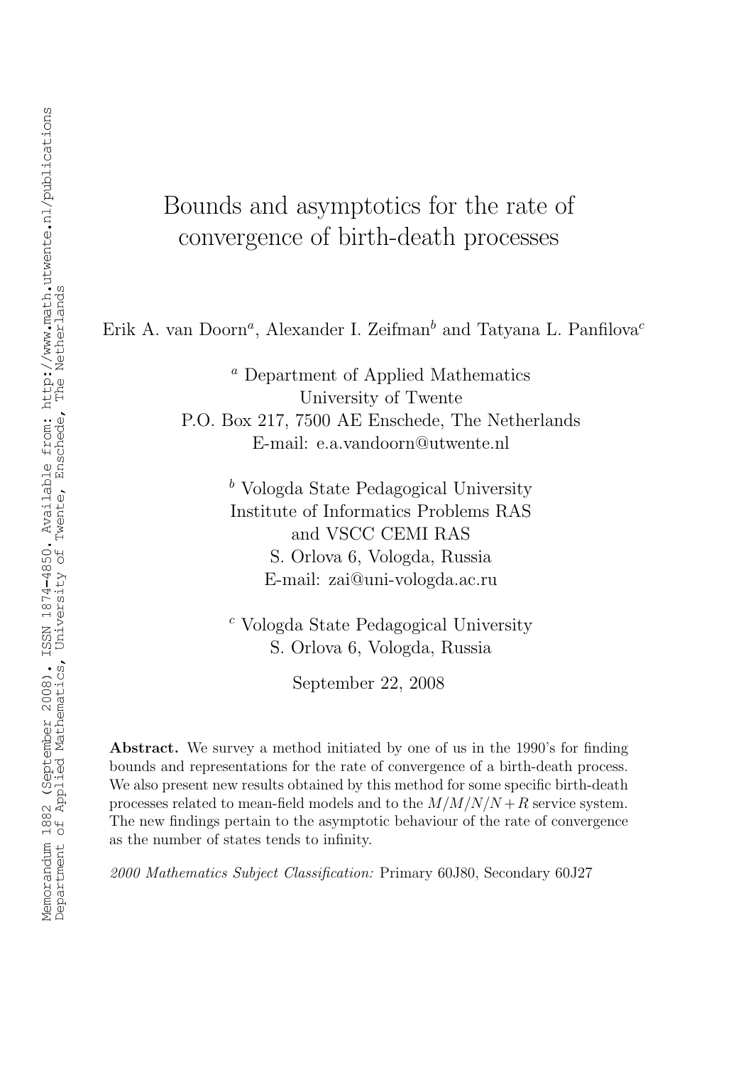# Bounds and asymptotics for the rate of convergence of birth-death processes

Erik A. van Doorn[a], Alexander I. Zeifman[b] and Tatyana L. Panfilova[c]

[a] Department of Applied Mathematics
University of Twente
P.O. Box 217, 7500 AE Enschede, The Netherlands
E-mail: e.a.vandoorn@utwente.nl

[b] Vologda State Pedagogical University
Institute of Informatics Problems RAS
and VSCC CEMI RAS
S. Orlova 6, Vologda, Russia
E-mail: zai@uni-vologda.ac.ru

[c] Vologda State Pedagogical University
S. Orlova 6, Vologda, Russia

September 22, 2008

**Abstract.** We survey a method initiated by one of us in the 1990's for finding bounds and representations for the rate of convergence of a birth-death process. We also present new results obtained by this method for some specific birth-death processes related to mean-field models and to the $M/M/N/N+R$ service system. The new findings pertain to the asymptotic behaviour of the rate of convergence as the number of states tends to infinity.

*2000 Mathematics Subject Classification:* Primary 60J80, Secondary 60J27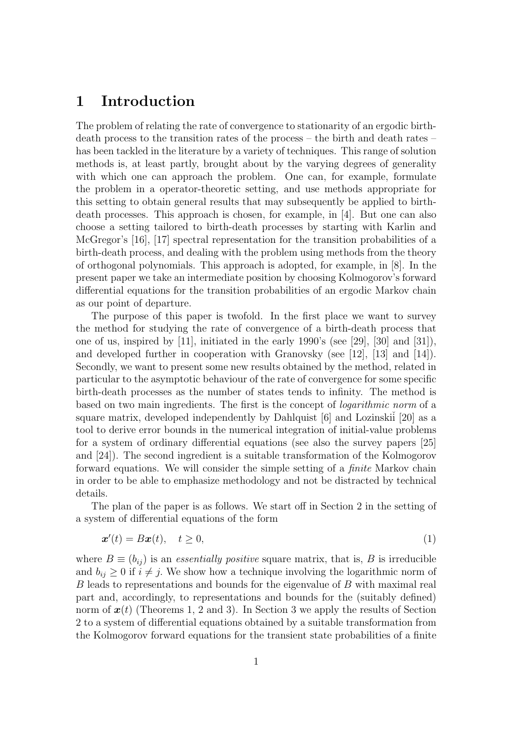# 1 Introduction

The problem of relating the rate of convergence to stationarity of an ergodic birth-death process to the transition rates of the process – the birth and death rates – has been tackled in the literature by a variety of techniques. This range of solution methods is, at least partly, brought about by the varying degrees of generality with which one can approach the problem. One can, for example, formulate the problem in a operator-theoretic setting, and use methods appropriate for this setting to obtain general results that may subsequently be applied to birth-death processes. This approach is chosen, for example, in [4]. But one can also choose a setting tailored to birth-death processes by starting with Karlin and McGregor's [16], [17] spectral representation for the transition probabilities of a birth-death process, and dealing with the problem using methods from the theory of orthogonal polynomials. This approach is adopted, for example, in [8]. In the present paper we take an intermediate position by choosing Kolmogorov's forward differential equations for the transition probabilities of an ergodic Markov chain as our point of departure.

The purpose of this paper is twofold. In the first place we want to survey the method for studying the rate of convergence of a birth-death process that one of us, inspired by [11], initiated in the early 1990's (see [29], [30] and [31]), and developed further in cooperation with Granovsky (see [12], [13] and [14]). Secondly, we want to present some new results obtained by the method, related in particular to the asymptotic behaviour of the rate of convergence for some specific birth-death processes as the number of states tends to infinity. The method is based on two main ingredients. The first is the concept of *logarithmic norm* of a square matrix, developed independently by Dahlquist [6] and Lozinskiĭ [20] as a tool to derive error bounds in the numerical integration of initial-value problems for a system of ordinary differential equations (see also the survey papers [25] and [24]). The second ingredient is a suitable transformation of the Kolmogorov forward equations. We will consider the simple setting of a *finite* Markov chain in order to be able to emphasize methodology and not be distracted by technical details.

The plan of the paper is as follows. We start off in Section 2 in the setting of a system of differential equations of the form

$$\boldsymbol{x}'(t) = B\boldsymbol{x}(t), \quad t \geq 0, \tag{1}$$

where $B \equiv (b_{ij})$ is an *essentially positive* square matrix, that is, $B$ is irreducible and $b_{ij} \geq 0$ if $i \neq j$. We show how a technique involving the logarithmic norm of $B$ leads to representations and bounds for the eigenvalue of $B$ with maximal real part and, accordingly, to representations and bounds for the (suitably defined) norm of $\boldsymbol{x}(t)$ (Theorems 1, 2 and 3). In Section 3 we apply the results of Section 2 to a system of differential equations obtained by a suitable transformation from the Kolmogorov forward equations for the transient state probabilities of a finite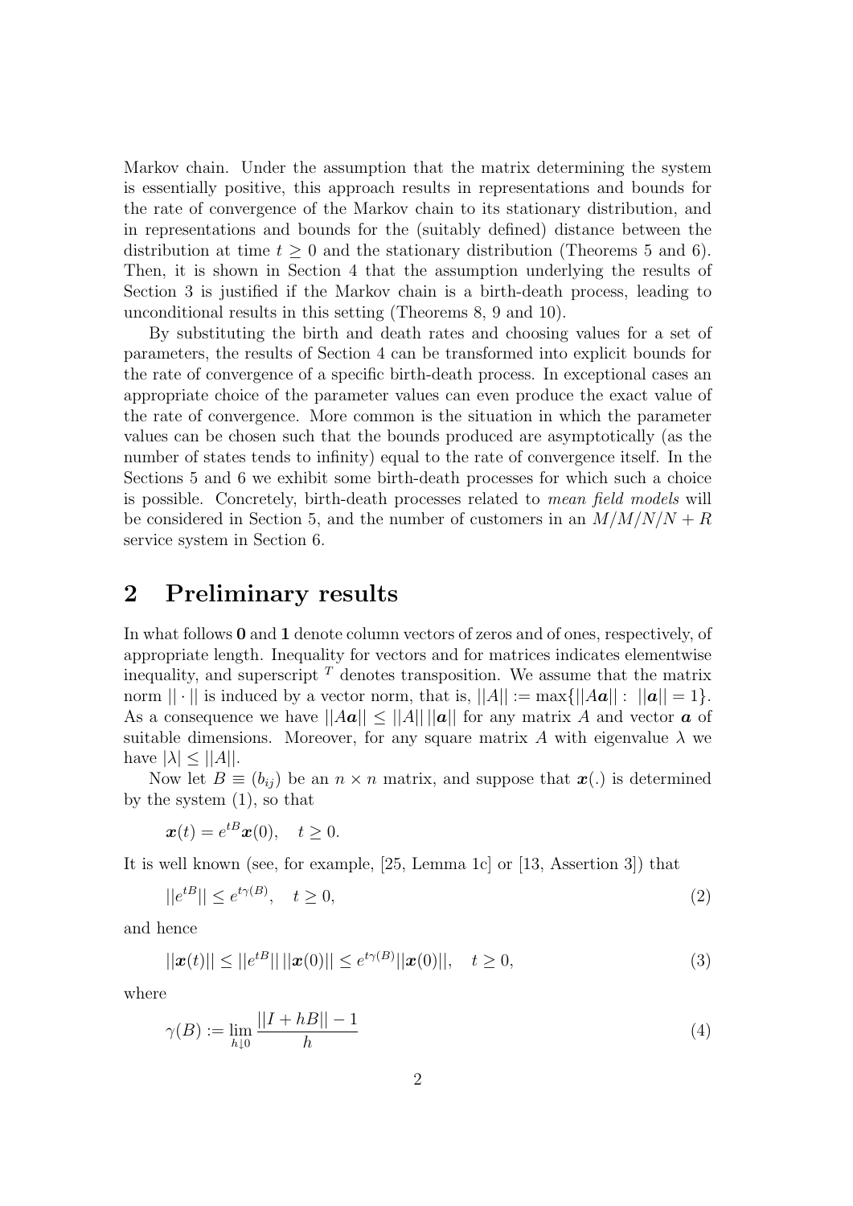Markov chain. Under the assumption that the matrix determining the system is essentially positive, this approach results in representations and bounds for the rate of convergence of the Markov chain to its stationary distribution, and in representations and bounds for the (suitably defined) distance between the distribution at time $t \geq 0$ and the stationary distribution (Theorems 5 and 6). Then, it is shown in Section 4 that the assumption underlying the results of Section 3 is justified if the Markov chain is a birth-death process, leading to unconditional results in this setting (Theorems 8, 9 and 10).

By substituting the birth and death rates and choosing values for a set of parameters, the results of Section 4 can be transformed into explicit bounds for the rate of convergence of a specific birth-death process. In exceptional cases an appropriate choice of the parameter values can even produce the exact value of the rate of convergence. More common is the situation in which the parameter values can be chosen such that the bounds produced are asymptotically (as the number of states tends to infinity) equal to the rate of convergence itself. In the Sections 5 and 6 we exhibit some birth-death processes for which such a choice is possible. Concretely, birth-death processes related to *mean field models* will be considered in Section 5, and the number of customers in an $M/M/N/N+R$ service system in Section 6.

## 2 Preliminary results

In what follows $\mathbf{0}$ and $\mathbf{1}$ denote column vectors of zeros and of ones, respectively, of appropriate length. Inequality for vectors and for matrices indicates elementwise inequality, and superscript $^T$ denotes transposition. We assume that the matrix norm $||\cdot||$ is induced by a vector norm, that is, $||A|| := \max\{||A\boldsymbol{a}|| : \ ||\boldsymbol{a}|| = 1\}$. As a consequence we have $||A\boldsymbol{a}|| \leq ||A||\,||\boldsymbol{a}||$ for any matrix $A$ and vector $\boldsymbol{a}$ of suitable dimensions. Moreover, for any square matrix $A$ with eigenvalue $\lambda$ we have $|\lambda| \leq ||A||$.

Now let $B \equiv (b_{ij})$ be an $n \times n$ matrix, and suppose that $\boldsymbol{x}(.)$ is determined by the system (1), so that

$$\boldsymbol{x}(t) = e^{tB}\boldsymbol{x}(0), \quad t \geq 0.$$

It is well known (see, for example, [25, Lemma 1c] or [13, Assertion 3]) that

$$||e^{tB}|| \leq e^{t\gamma(B)}, \quad t \geq 0, \tag{2}$$

and hence

$$||\boldsymbol{x}(t)|| \leq ||e^{tB}||\,||\boldsymbol{x}(0)|| \leq e^{t\gamma(B)}||\boldsymbol{x}(0)||, \quad t \geq 0, \tag{3}$$

where

$$\gamma(B) := \lim_{h \downarrow 0} \frac{||I + hB|| - 1}{h} \tag{4}$$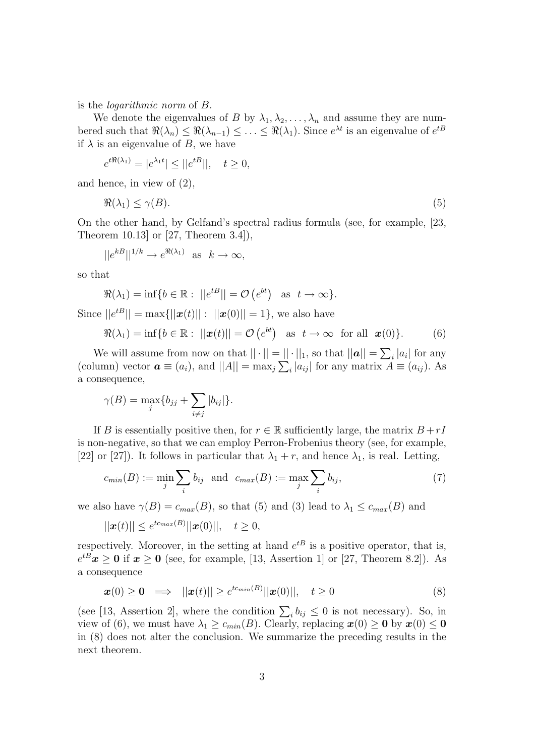is the *logarithmic norm* of $B$.

We denote the eigenvalues of $B$ by $\lambda_1, \lambda_2, \ldots, \lambda_n$ and assume they are numbered such that $\Re(\lambda_n) \leq \Re(\lambda_{n-1}) \leq \ldots \leq \Re(\lambda_1)$. Since $e^{\lambda t}$ is an eigenvalue of $e^{tB}$ if $\lambda$ is an eigenvalue of $B$, we have

$$e^{t\Re(\lambda_1)} = |e^{\lambda_1 t}| \leq ||e^{tB}||, \quad t \geq 0,$$

and hence, in view of (2),

$$\Re(\lambda_1) \leq \gamma(B). \tag{5}$$

On the other hand, by Gelfand's spectral radius formula (see, for example, [23, Theorem 10.13] or [27, Theorem 3.4]),

$$||e^{kB}||^{1/k} \to e^{\Re(\lambda_1)} \quad \text{as} \quad k \to \infty,$$

so that

$$\Re(\lambda_1) = \inf\{b \in \mathbb{R} : \; ||e^{tB}|| = \mathcal{O}\left(e^{bt}\right) \quad \text{as} \quad t \to \infty\}.$$

Since $||e^{tB}|| = \max\{||\boldsymbol{x}(t)|| : \; ||\boldsymbol{x}(0)|| = 1\}$, we also have

$$\Re(\lambda_1) = \inf\{b \in \mathbb{R} : \; ||\boldsymbol{x}(t)|| = \mathcal{O}\left(e^{bt}\right) \quad \text{as} \quad t \to \infty \quad \text{for all} \quad \boldsymbol{x}(0)\}. \tag{6}$$

We will assume from now on that $||\cdot|| = ||\cdot||_1$, so that $||\boldsymbol{a}|| = \sum_i |a_i|$ for any (column) vector $\boldsymbol{a} \equiv (a_i)$, and $||A|| = \max_j \sum_i |a_{ij}|$ for any matrix $A \equiv (a_{ij})$. As a consequence,

$$\gamma(B) = \max_j\{b_{jj} + \sum_{i \neq j} |b_{ij}|\}.$$

If $B$ is essentially positive then, for $r \in \mathbb{R}$ sufficiently large, the matrix $B + rI$ is non-negative, so that we can employ Perron-Frobenius theory (see, for example, [22] or [27]). It follows in particular that $\lambda_1 + r$, and hence $\lambda_1$, is real. Letting,

$$c_{min}(B) := \min_j \sum_i b_{ij} \quad \text{and} \quad c_{max}(B) := \max_j \sum_i b_{ij}, \tag{7}$$

we also have $\gamma(B) = c_{max}(B)$, so that (5) and (3) lead to $\lambda_1 \leq c_{max}(B)$ and

$$||\boldsymbol{x}(t)|| \leq e^{tc_{max}(B)}||\boldsymbol{x}(0)||, \quad t \geq 0,$$

respectively. Moreover, in the setting at hand $e^{tB}$ is a positive operator, that is, $e^{tB}\boldsymbol{x} \geq \boldsymbol{0}$ if $\boldsymbol{x} \geq \boldsymbol{0}$ (see, for example, [13, Assertion 1] or [27, Theorem 8.2]). As a consequence

$$\boldsymbol{x}(0) \geq \boldsymbol{0} \implies ||\boldsymbol{x}(t)|| \geq e^{tc_{min}(B)}||\boldsymbol{x}(0)||, \quad t \geq 0 \tag{8}$$

(see [13, Assertion 2], where the condition $\sum_i b_{ij} \leq 0$ is not necessary). So, in view of (6), we must have $\lambda_1 \geq c_{min}(B)$. Clearly, replacing $\boldsymbol{x}(0) \geq \boldsymbol{0}$ by $\boldsymbol{x}(0) \leq \boldsymbol{0}$ in (8) does not alter the conclusion. We summarize the preceding results in the next theorem.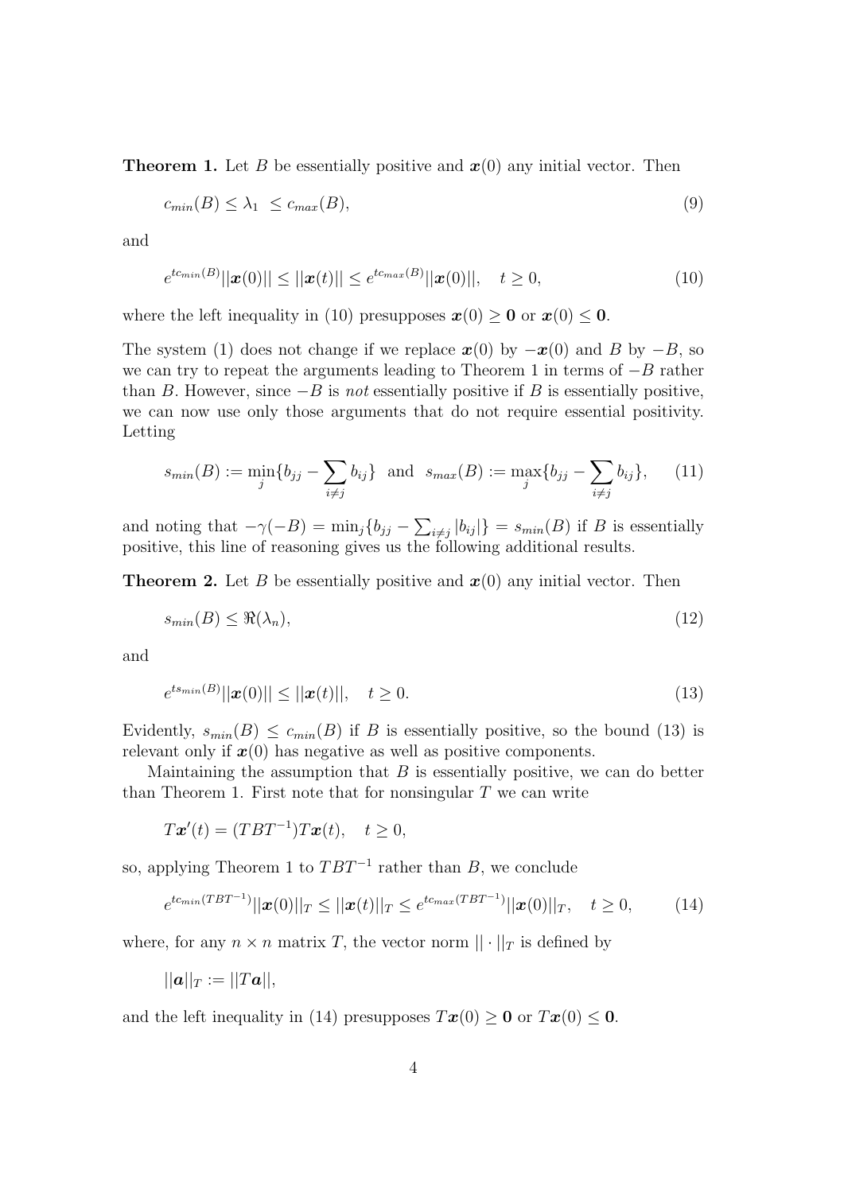**Theorem 1.** Let $B$ be essentially positive and $\boldsymbol{x}(0)$ any initial vector. Then

$$c_{min}(B) \leq \lambda_1 \ \leq c_{max}(B), \tag{9}$$

and

$$e^{tc_{min}(B)}||\boldsymbol{x}(0)|| \leq ||\boldsymbol{x}(t)|| \leq e^{tc_{max}(B)}||\boldsymbol{x}(0)||, \quad t \geq 0, \tag{10}$$

where the left inequality in (10) presupposes $\boldsymbol{x}(0) \geq \boldsymbol{0}$ or $\boldsymbol{x}(0) \leq \boldsymbol{0}$.

The system (1) does not change if we replace $\boldsymbol{x}(0)$ by $-\boldsymbol{x}(0)$ and $B$ by $-B$, so we can try to repeat the arguments leading to Theorem 1 in terms of $-B$ rather than $B$. However, since $-B$ is *not* essentially positive if $B$ is essentially positive, we can now use only those arguments that do not require essential positivity. Letting

$$s_{min}(B) := \min_j \{b_{jj} - \sum_{i \neq j} b_{ij}\} \ \text{ and } \ s_{max}(B) := \max_j \{b_{jj} - \sum_{i \neq j} b_{ij}\}, \tag{11}$$

and noting that $-\gamma(-B) = \min_j\{b_{jj} - \sum_{i \neq j} |b_{ij}|\} = s_{min}(B)$ if $B$ is essentially positive, this line of reasoning gives us the following additional results.

**Theorem 2.** Let $B$ be essentially positive and $\boldsymbol{x}(0)$ any initial vector. Then

$$s_{min}(B) \leq \Re(\lambda_n), \tag{12}$$

and

$$e^{ts_{min}(B)}||\boldsymbol{x}(0)|| \leq ||\boldsymbol{x}(t)||, \quad t \geq 0. \tag{13}$$

Evidently, $s_{min}(B) \leq c_{min}(B)$ if $B$ is essentially positive, so the bound (13) is relevant only if $\boldsymbol{x}(0)$ has negative as well as positive components.

Maintaining the assumption that $B$ is essentially positive, we can do better than Theorem 1. First note that for nonsingular $T$ we can write

$$T\boldsymbol{x}'(t) = (TBT^{-1})T\boldsymbol{x}(t), \quad t \geq 0,$$

so, applying Theorem 1 to $TBT^{-1}$ rather than $B$, we conclude

$$e^{tc_{min}(TBT^{-1})}||\boldsymbol{x}(0)||_T \leq ||\boldsymbol{x}(t)||_T \leq e^{tc_{max}(TBT^{-1})}||\boldsymbol{x}(0)||_T, \quad t \geq 0, \tag{14}$$

where, for any $n \times n$ matrix $T$, the vector norm $|| \cdot ||_T$ is defined by

$$||\boldsymbol{a}||_T := ||T\boldsymbol{a}||,$$

and the left inequality in (14) presupposes $T\boldsymbol{x}(0) \geq \boldsymbol{0}$ or $T\boldsymbol{x}(0) \leq \boldsymbol{0}$.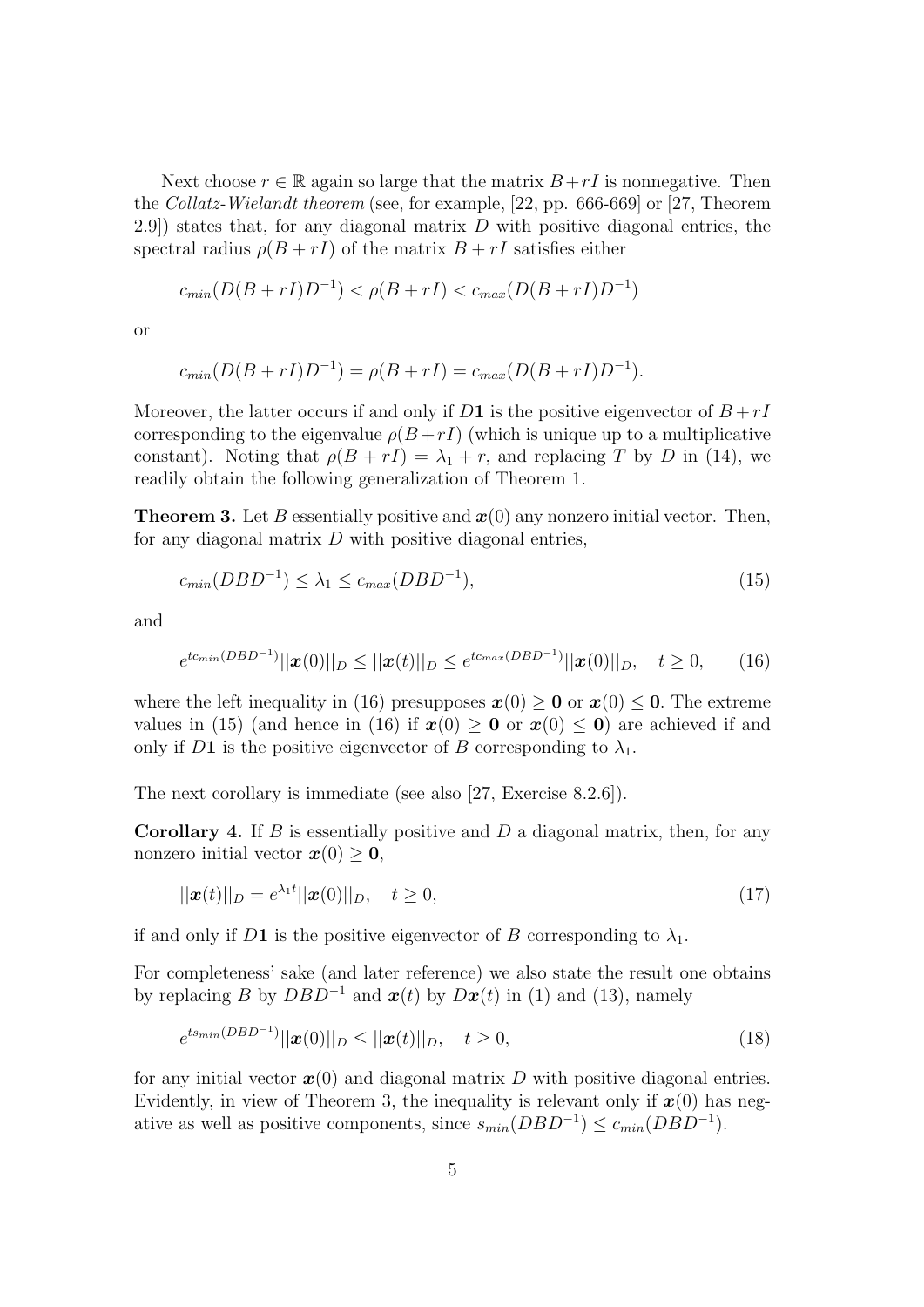Next choose $r \in \mathbb{R}$ again so large that the matrix $B + rI$ is nonnegative. Then the *Collatz-Wielandt theorem* (see, for example, [22, pp. 666-669] or [27, Theorem 2.9]) states that, for any diagonal matrix $D$ with positive diagonal entries, the spectral radius $\rho(B+rI)$ of the matrix $B+rI$ satisfies either

$$c_{min}(D(B+rI)D^{-1}) < \rho(B+rI) < c_{max}(D(B+rI)D^{-1})$$

or

$$c_{min}(D(B+rI)D^{-1}) = \rho(B+rI) = c_{max}(D(B+rI)D^{-1}).$$

Moreover, the latter occurs if and only if $D\mathbf{1}$ is the positive eigenvector of $B+rI$ corresponding to the eigenvalue $\rho(B+rI)$ (which is unique up to a multiplicative constant). Noting that $\rho(B+rI) = \lambda_1 + r$, and replacing $T$ by $D$ in (14), we readily obtain the following generalization of Theorem 1.

**Theorem 3.** Let $B$ essentially positive and $\boldsymbol{x}(0)$ any nonzero initial vector. Then, for any diagonal matrix $D$ with positive diagonal entries,

$$c_{min}(DBD^{-1}) \leq \lambda_1 \leq c_{max}(DBD^{-1}), \tag{15}$$

and

$$e^{tc_{min}(DBD^{-1})}||\boldsymbol{x}(0)||_D \leq ||\boldsymbol{x}(t)||_D \leq e^{tc_{max}(DBD^{-1})}||\boldsymbol{x}(0)||_D, \quad t \geq 0, \tag{16}$$

where the left inequality in (16) presupposes $\boldsymbol{x}(0) \geq \mathbf{0}$ or $\boldsymbol{x}(0) \leq \mathbf{0}$. The extreme values in (15) (and hence in (16) if $\boldsymbol{x}(0) \geq \mathbf{0}$ or $\boldsymbol{x}(0) \leq \mathbf{0}$) are achieved if and only if $D\mathbf{1}$ is the positive eigenvector of $B$ corresponding to $\lambda_1$.

The next corollary is immediate (see also [27, Exercise 8.2.6]).

**Corollary 4.** If $B$ is essentially positive and $D$ a diagonal matrix, then, for any nonzero initial vector $\boldsymbol{x}(0) \geq \mathbf{0}$,

$$||\boldsymbol{x}(t)||_D = e^{\lambda_1 t}||\boldsymbol{x}(0)||_D, \quad t \geq 0, \tag{17}$$

if and only if $D\mathbf{1}$ is the positive eigenvector of $B$ corresponding to $\lambda_1$.

For completeness' sake (and later reference) we also state the result one obtains by replacing $B$ by $DBD^{-1}$ and $\boldsymbol{x}(t)$ by $D\boldsymbol{x}(t)$ in (1) and (13), namely

$$e^{ts_{min}(DBD^{-1})}||\boldsymbol{x}(0)||_D \leq ||\boldsymbol{x}(t)||_D, \quad t \geq 0, \tag{18}$$

for any initial vector $\boldsymbol{x}(0)$ and diagonal matrix $D$ with positive diagonal entries. Evidently, in view of Theorem 3, the inequality is relevant only if $\boldsymbol{x}(0)$ has negative as well as positive components, since $s_{min}(DBD^{-1}) \leq c_{min}(DBD^{-1})$.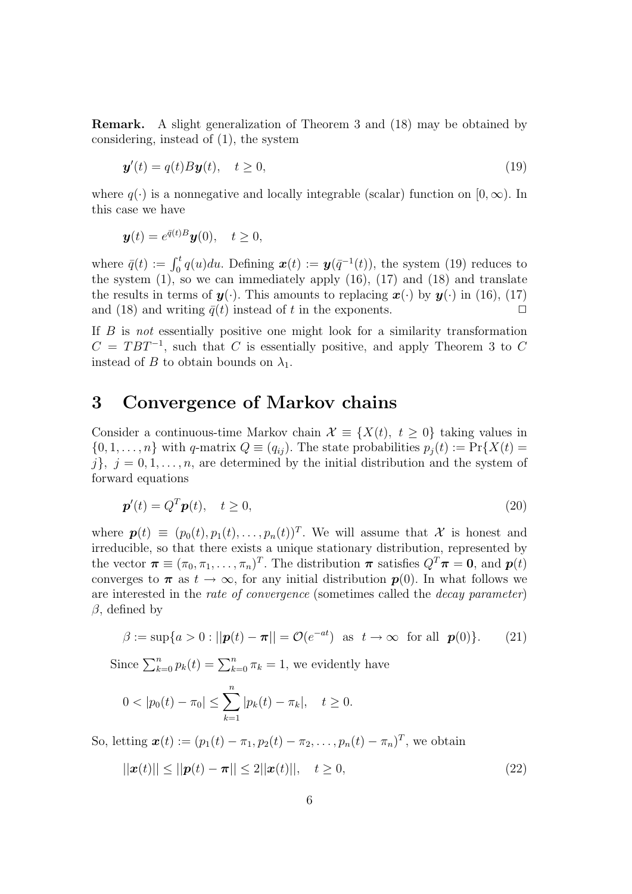**Remark.** A slight generalization of Theorem 3 and (18) may be obtained by considering, instead of (1), the system

$$\boldsymbol{y}'(t) = q(t)B\boldsymbol{y}(t), \quad t \geq 0, \tag{19}$$

where $q(\cdot)$ is a nonnegative and locally integrable (scalar) function on $[0, \infty)$. In this case we have

$$\boldsymbol{y}(t) = e^{\bar{q}(t)B}\boldsymbol{y}(0), \quad t \geq 0,$$

where $\bar{q}(t) := \int_0^t q(u)du$. Defining $\boldsymbol{x}(t) := \boldsymbol{y}(\bar{q}^{-1}(t))$, the system (19) reduces to the system (1), so we can immediately apply (16), (17) and (18) and translate the results in terms of $\boldsymbol{y}(\cdot)$. This amounts to replacing $\boldsymbol{x}(\cdot)$ by $\boldsymbol{y}(\cdot)$ in (16), (17) and (18) and writing $\bar{q}(t)$ instead of $t$ in the exponents. $\Box$

If $B$ is *not* essentially positive one might look for a similarity transformation $C = TBT^{-1}$, such that $C$ is essentially positive, and apply Theorem 3 to $C$ instead of $B$ to obtain bounds on $\lambda_1$.

# 3 Convergence of Markov chains

Consider a continuous-time Markov chain $\mathcal{X} \equiv \{X(t),\ t \geq 0\}$ taking values in $\{0, 1, \ldots, n\}$ with $q$-matrix $Q \equiv (q_{ij})$. The state probabilities $p_j(t) := \Pr\{X(t) = j\},\ j = 0, 1, \ldots, n$, are determined by the initial distribution and the system of forward equations

$$\boldsymbol{p}'(t) = Q^T\boldsymbol{p}(t), \quad t \geq 0, \tag{20}$$

where $\boldsymbol{p}(t) \equiv (p_0(t), p_1(t), \ldots, p_n(t))^T$. We will assume that $\mathcal{X}$ is honest and irreducible, so that there exists a unique stationary distribution, represented by the vector $\boldsymbol{\pi} \equiv (\pi_0, \pi_1, \ldots, \pi_n)^T$. The distribution $\boldsymbol{\pi}$ satisfies $Q^T\boldsymbol{\pi} = \boldsymbol{0}$, and $\boldsymbol{p}(t)$ converges to $\boldsymbol{\pi}$ as $t \to \infty$, for any initial distribution $\boldsymbol{p}(0)$. In what follows we are interested in the *rate of convergence* (sometimes called the *decay parameter*) $\beta$, defined by

$$\beta := \sup\{a > 0 : ||\boldsymbol{p}(t) - \boldsymbol{\pi}|| = \mathcal{O}(e^{-at}) \ \text{ as } \ t \to \infty \ \text{ for all } \ \boldsymbol{p}(0)\}. \tag{21}$$

Since $\sum_{k=0}^n p_k(t) = \sum_{k=0}^n \pi_k = 1$, we evidently have

$$0 < |p_0(t) - \pi_0| \leq \sum_{k=1}^n |p_k(t) - \pi_k|, \quad t \geq 0.$$

So, letting $\boldsymbol{x}(t) := (p_1(t) - \pi_1, p_2(t) - \pi_2, \ldots, p_n(t) - \pi_n)^T$, we obtain

$$||\boldsymbol{x}(t)|| \leq ||\boldsymbol{p}(t) - \boldsymbol{\pi}|| \leq 2||\boldsymbol{x}(t)||, \quad t \geq 0, \tag{22}$$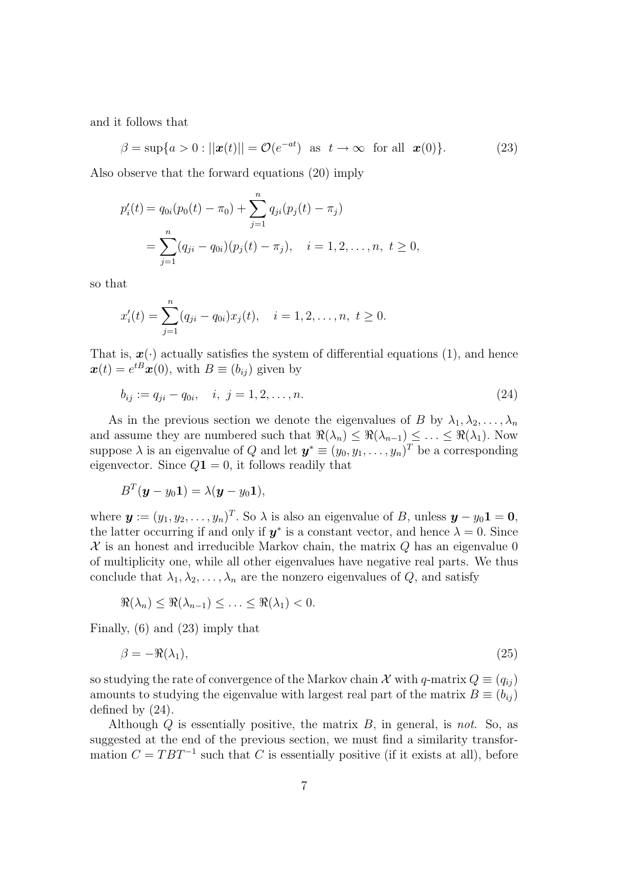and it follows that

$$\beta = \sup\{a > 0 : ||\boldsymbol{x}(t)|| = \mathcal{O}(e^{-at}) \;\text{ as }\; t \to \infty \;\text{ for all }\; \boldsymbol{x}(0)\}. \tag{23}$$

Also observe that the forward equations (20) imply

$$\begin{aligned} p_i'(t) &= q_{0i}(p_0(t) - \pi_0) + \sum_{j=1}^{n} q_{ji}(p_j(t) - \pi_j) \\ &= \sum_{j=1}^{n} (q_{ji} - q_{0i})(p_j(t) - \pi_j), \quad i = 1, 2, \ldots, n, \; t \geq 0, \end{aligned}$$

so that

$$x_i'(t) = \sum_{j=1}^{n} (q_{ji} - q_{0i}) x_j(t), \quad i = 1, 2, \ldots, n, \; t \geq 0.$$

That is, $\boldsymbol{x}(\cdot)$ actually satisfies the system of differential equations (1), and hence $\boldsymbol{x}(t) = e^{tB}\boldsymbol{x}(0)$, with $B \equiv (b_{ij})$ given by

$$b_{ij} := q_{ji} - q_{0i}, \quad i, \; j = 1, 2, \ldots, n. \tag{24}$$

As in the previous section we denote the eigenvalues of $B$ by $\lambda_1, \lambda_2, \ldots, \lambda_n$ and assume they are numbered such that $\Re(\lambda_n) \leq \Re(\lambda_{n-1}) \leq \ldots \leq \Re(\lambda_1)$. Now suppose $\lambda$ is an eigenvalue of $Q$ and let $\boldsymbol{y}^* \equiv (y_0, y_1, \ldots, y_n)^T$ be a corresponding eigenvector. Since $Q\mathbf{1} = 0$, it follows readily that

$$B^T(\boldsymbol{y} - y_0\mathbf{1}) = \lambda(\boldsymbol{y} - y_0\mathbf{1}),$$

where $\boldsymbol{y} := (y_1, y_2, \ldots, y_n)^T$. So $\lambda$ is also an eigenvalue of $B$, unless $\boldsymbol{y} - y_0\mathbf{1} = \mathbf{0}$, the latter occurring if and only if $\boldsymbol{y}^*$ is a constant vector, and hence $\lambda = 0$. Since $\mathcal{X}$ is an honest and irreducible Markov chain, the matrix $Q$ has an eigenvalue 0 of multiplicity one, while all other eigenvalues have negative real parts. We thus conclude that $\lambda_1, \lambda_2, \ldots, \lambda_n$ are the nonzero eigenvalues of $Q$, and satisfy

$$\Re(\lambda_n) \leq \Re(\lambda_{n-1}) \leq \ldots \leq \Re(\lambda_1) < 0.$$

Finally, (6) and (23) imply that

$$\beta = -\Re(\lambda_1), \tag{25}$$

so studying the rate of convergence of the Markov chain $\mathcal{X}$ with $q$-matrix $Q \equiv (q_{ij})$ amounts to studying the eigenvalue with largest real part of the matrix $B \equiv (b_{ij})$ defined by (24).

Although $Q$ is essentially positive, the matrix $B$, in general, is *not*. So, as suggested at the end of the previous section, we must find a similarity transformation $C = TBT^{-1}$ such that $C$ is essentially positive (if it exists at all), before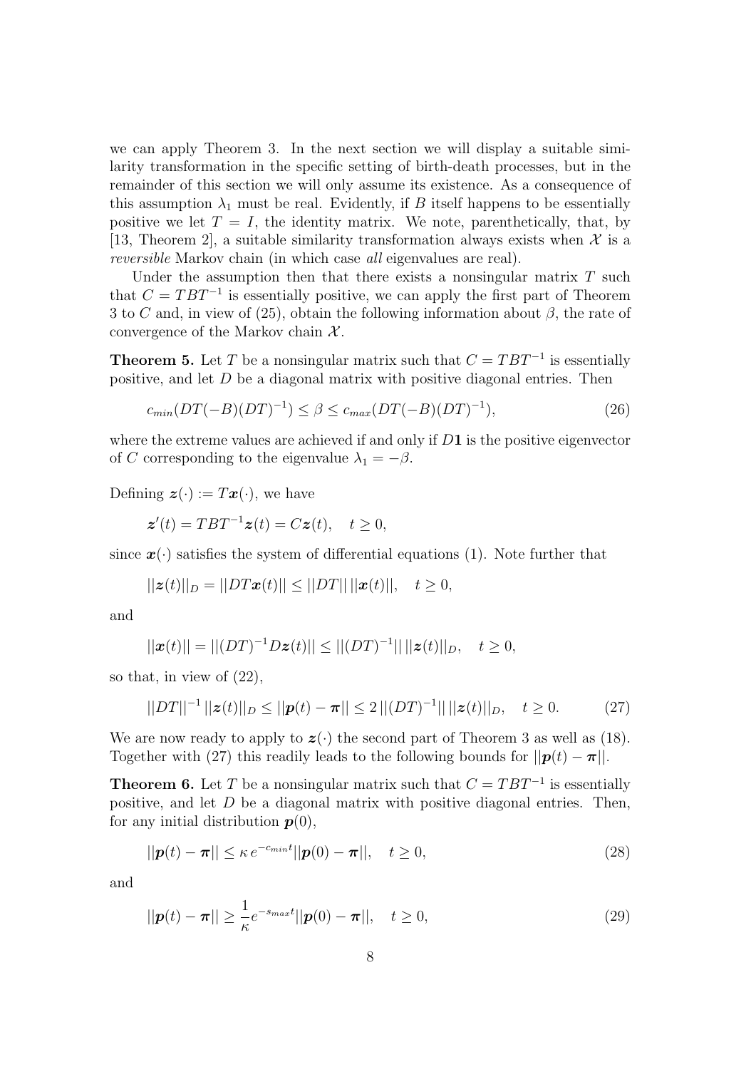we can apply Theorem 3. In the next section we will display a suitable similarity transformation in the specific setting of birth-death processes, but in the remainder of this section we will only assume its existence. As a consequence of this assumption $\lambda_1$ must be real. Evidently, if $B$ itself happens to be essentially positive we let $T = I$, the identity matrix. We note, parenthetically, that, by [13, Theorem 2], a suitable similarity transformation always exists when $\mathcal{X}$ is a *reversible* Markov chain (in which case *all* eigenvalues are real).

Under the assumption then that there exists a nonsingular matrix $T$ such that $C = TBT^{-1}$ is essentially positive, we can apply the first part of Theorem 3 to $C$ and, in view of (25), obtain the following information about $\beta$, the rate of convergence of the Markov chain $\mathcal{X}$.

**Theorem 5.** Let $T$ be a nonsingular matrix such that $C = TBT^{-1}$ is essentially positive, and let $D$ be a diagonal matrix with positive diagonal entries. Then

$$c_{min}(DT(-B)(DT)^{-1}) \leq \beta \leq c_{max}(DT(-B)(DT)^{-1}), \tag{26}$$

where the extreme values are achieved if and only if $D\mathbf{1}$ is the positive eigenvector of $C$ corresponding to the eigenvalue $\lambda_1 = -\beta$.

Defining $\boldsymbol{z}(\cdot) := T\boldsymbol{x}(\cdot)$, we have

$$\boldsymbol{z}'(t) = TBT^{-1}\boldsymbol{z}(t) = C\boldsymbol{z}(t), \quad t \geq 0,$$

since $\boldsymbol{x}(\cdot)$ satisfies the system of differential equations (1). Note further that

$$||\boldsymbol{z}(t)||_D = ||DT\boldsymbol{x}(t)|| \leq ||DT||\,||\boldsymbol{x}(t)||, \quad t \geq 0,$$

and

$$||\boldsymbol{x}(t)|| = ||(DT)^{-1}D\boldsymbol{z}(t)|| \leq ||(DT)^{-1}||\,||\boldsymbol{z}(t)||_D, \quad t \geq 0,$$

so that, in view of (22),

$$||DT||^{-1}\,||\boldsymbol{z}(t)||_D \leq ||\boldsymbol{p}(t) - \boldsymbol{\pi}|| \leq 2\,||(DT)^{-1}||\,||\boldsymbol{z}(t)||_D, \quad t \geq 0. \tag{27}$$

We are now ready to apply to $\boldsymbol{z}(\cdot)$ the second part of Theorem 3 as well as (18). Together with (27) this readily leads to the following bounds for $||\boldsymbol{p}(t) - \boldsymbol{\pi}||$.

**Theorem 6.** Let $T$ be a nonsingular matrix such that $C = TBT^{-1}$ is essentially positive, and let $D$ be a diagonal matrix with positive diagonal entries. Then, for any initial distribution $\boldsymbol{p}(0)$,

$$||\boldsymbol{p}(t) - \boldsymbol{\pi}|| \leq \kappa\, e^{-c_{min}t}||\boldsymbol{p}(0) - \boldsymbol{\pi}||, \quad t \geq 0, \tag{28}$$

and

$$||\boldsymbol{p}(t) - \boldsymbol{\pi}|| \geq \frac{1}{\kappa}e^{-s_{max}t}||\boldsymbol{p}(0) - \boldsymbol{\pi}||, \quad t \geq 0, \tag{29}$$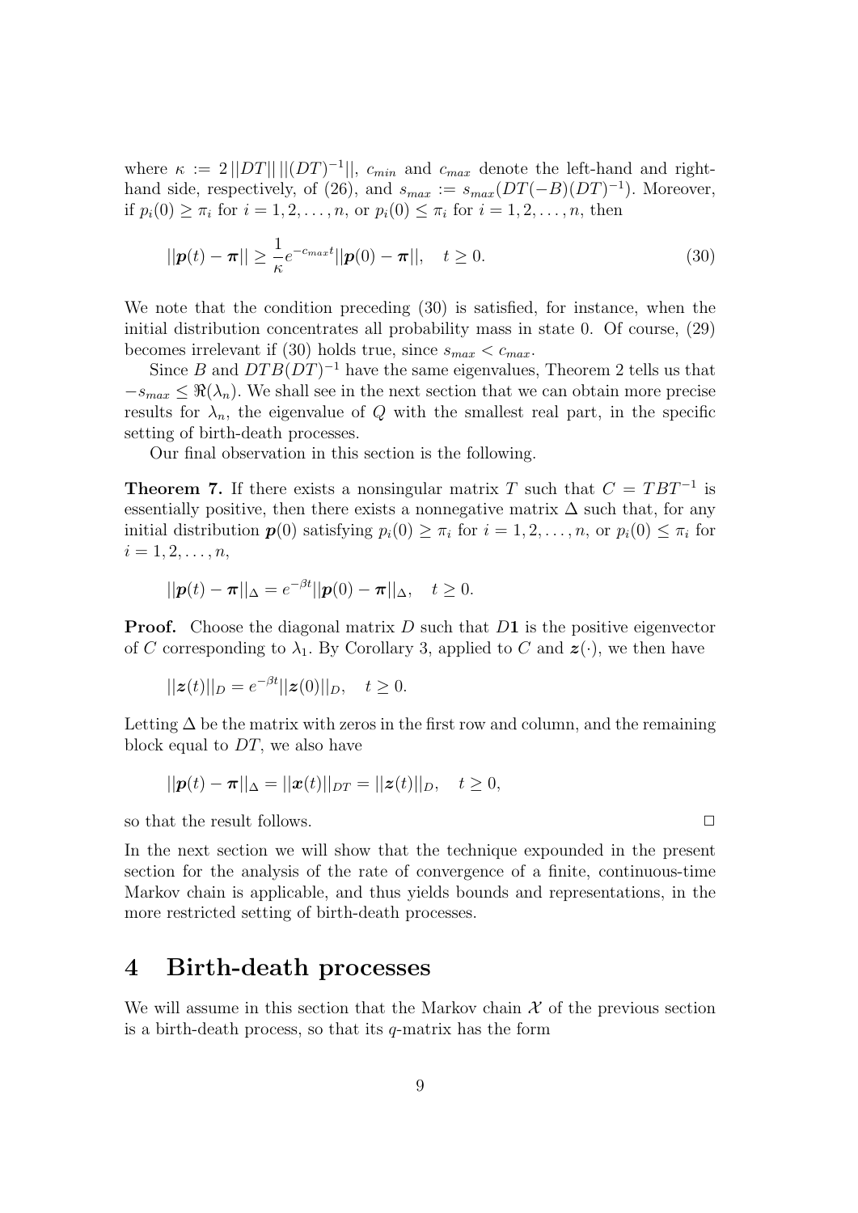where $\kappa := 2\,||DT||\,||(DT)^{-1}||$, $c_{min}$ and $c_{max}$ denote the left-hand and right-hand side, respectively, of (26), and $s_{max} := s_{max}(DT(-B)(DT)^{-1})$. Moreover, if $p_i(0) \geq \pi_i$ for $i = 1, 2, \ldots, n$, or $p_i(0) \leq \pi_i$ for $i = 1, 2, \ldots, n$, then

$$||\boldsymbol{p}(t) - \boldsymbol{\pi}|| \geq \frac{1}{\kappa} e^{-c_{max}t} ||\boldsymbol{p}(0) - \boldsymbol{\pi}||, \quad t \geq 0. \tag{30}$$

We note that the condition preceding (30) is satisfied, for instance, when the initial distribution concentrates all probability mass in state 0. Of course, (29) becomes irrelevant if (30) holds true, since $s_{max} < c_{max}$.

Since $B$ and $DTB(DT)^{-1}$ have the same eigenvalues, Theorem 2 tells us that $-s_{max} \leq \Re(\lambda_n)$. We shall see in the next section that we can obtain more precise results for $\lambda_n$, the eigenvalue of $Q$ with the smallest real part, in the specific setting of birth-death processes.

Our final observation in this section is the following.

**Theorem 7.** If there exists a nonsingular matrix $T$ such that $C = TBT^{-1}$ is essentially positive, then there exists a nonnegative matrix $\Delta$ such that, for any initial distribution $\boldsymbol{p}(0)$ satisfying $p_i(0) \geq \pi_i$ for $i = 1, 2, \ldots, n$, or $p_i(0) \leq \pi_i$ for $i = 1, 2, \ldots, n$,

$$||\boldsymbol{p}(t) - \boldsymbol{\pi}||_\Delta = e^{-\beta t} ||\boldsymbol{p}(0) - \boldsymbol{\pi}||_\Delta, \quad t \geq 0.$$

**Proof.** Choose the diagonal matrix $D$ such that $D\mathbf{1}$ is the positive eigenvector of $C$ corresponding to $\lambda_1$. By Corollary 3, applied to $C$ and $\boldsymbol{z}(\cdot)$, we then have

$$||\boldsymbol{z}(t)||_D = e^{-\beta t} ||\boldsymbol{z}(0)||_D, \quad t \geq 0.$$

Letting $\Delta$ be the matrix with zeros in the first row and column, and the remaining block equal to $DT$, we also have

$$||\boldsymbol{p}(t) - \boldsymbol{\pi}||_\Delta = ||\boldsymbol{x}(t)||_{DT} = ||\boldsymbol{z}(t)||_D, \quad t \geq 0,$$

so that the result follows. □

In the next section we will show that the technique expounded in the present section for the analysis of the rate of convergence of a finite, continuous-time Markov chain is applicable, and thus yields bounds and representations, in the more restricted setting of birth-death processes.

# 4 Birth-death processes

We will assume in this section that the Markov chain $\mathcal{X}$ of the previous section is a birth-death process, so that its $q$-matrix has the form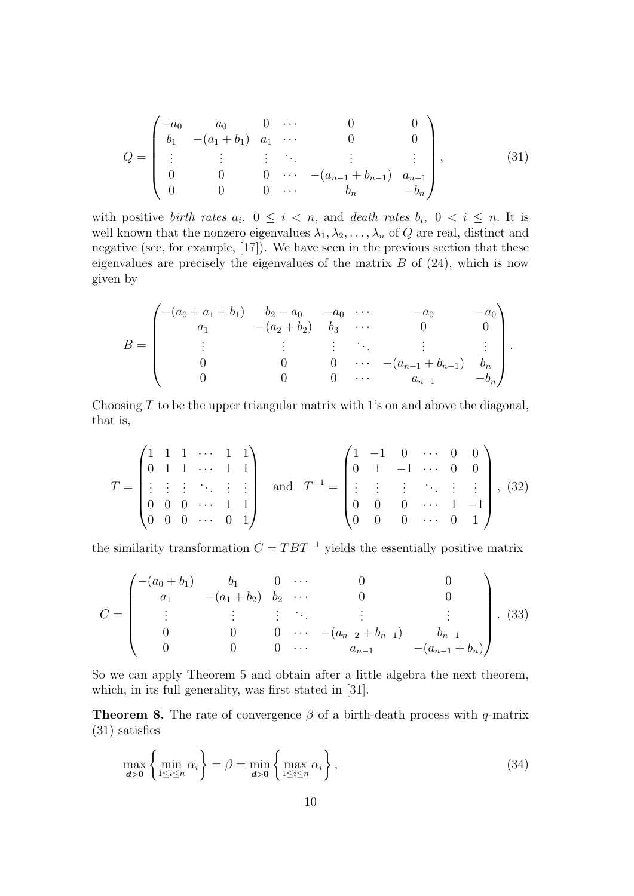$$
Q = \begin{pmatrix}
-a_0 & a_0 & 0 & \cdots & 0 & 0 \\
b_1 & -(a_1+b_1) & a_1 & \cdots & 0 & 0 \\
\vdots & \vdots & \vdots & \ddots & \vdots & \vdots \\
0 & 0 & 0 & \cdots & -(a_{n-1}+b_{n-1}) & a_{n-1} \\
0 & 0 & 0 & \cdots & b_n & -b_n
\end{pmatrix}, \tag{31}
$$

with positive *birth rates* $a_i$, $0 \leq i < n$, and *death rates* $b_i$, $0 < i \leq n$. It is well known that the nonzero eigenvalues $\lambda_1, \lambda_2, \ldots, \lambda_n$ of $Q$ are real, distinct and negative (see, for example, [17]). We have seen in the previous section that these eigenvalues are precisely the eigenvalues of the matrix $B$ of (24), which is now given by

$$
B = \begin{pmatrix}
-(a_0+a_1+b_1) & b_2 - a_0 & -a_0 & \cdots & -a_0 & -a_0 \\
a_1 & -(a_2+b_2) & b_3 & \cdots & 0 & 0 \\
\vdots & \vdots & \vdots & \ddots & \vdots & \vdots \\
0 & 0 & 0 & \cdots & -(a_{n-1}+b_{n-1}) & b_n \\
0 & 0 & 0 & \cdots & a_{n-1} & -b_n
\end{pmatrix}.
$$

Choosing $T$ to be the upper triangular matrix with 1's on and above the diagonal, that is,

$$
T = \begin{pmatrix}
1 & 1 & 1 & \cdots & 1 & 1 \\
0 & 1 & 1 & \cdots & 1 & 1 \\
\vdots & \vdots & \vdots & \ddots & \vdots & \vdots \\
0 & 0 & 0 & \cdots & 1 & 1 \\
0 & 0 & 0 & \cdots & 0 & 1
\end{pmatrix} \quad \text{and} \quad
T^{-1} = \begin{pmatrix}
1 & -1 & 0 & \cdots & 0 & 0 \\
0 & 1 & -1 & \cdots & 0 & 0 \\
\vdots & \vdots & \vdots & \ddots & \vdots & \vdots \\
0 & 0 & 0 & \cdots & 1 & -1 \\
0 & 0 & 0 & \cdots & 0 & 1
\end{pmatrix}, \tag{32}
$$

the similarity transformation $C = TBT^{-1}$ yields the essentially positive matrix

$$
C = \begin{pmatrix}
-(a_0+b_1) & b_1 & 0 & \cdots & 0 & 0 \\
a_1 & -(a_1+b_2) & b_2 & \cdots & 0 & 0 \\
\vdots & \vdots & \vdots & \ddots & \vdots & \vdots \\
0 & 0 & 0 & \cdots & -(a_{n-2}+b_{n-1}) & b_{n-1} \\
0 & 0 & 0 & \cdots & a_{n-1} & -(a_{n-1}+b_n)
\end{pmatrix}. \tag{33}
$$

So we can apply Theorem 5 and obtain after a little algebra the next theorem, which, in its full generality, was first stated in [31].

**Theorem 8.** The rate of convergence $\beta$ of a birth-death process with $q$-matrix (31) satisfies

$$
\max_{\boldsymbol{d}>\boldsymbol{0}} \left\{ \min_{1 \leq i \leq n} \alpha_i \right\} = \beta = \min_{\boldsymbol{d}>\boldsymbol{0}} \left\{ \max_{1 \leq i \leq n} \alpha_i \right\}, \tag{34}
$$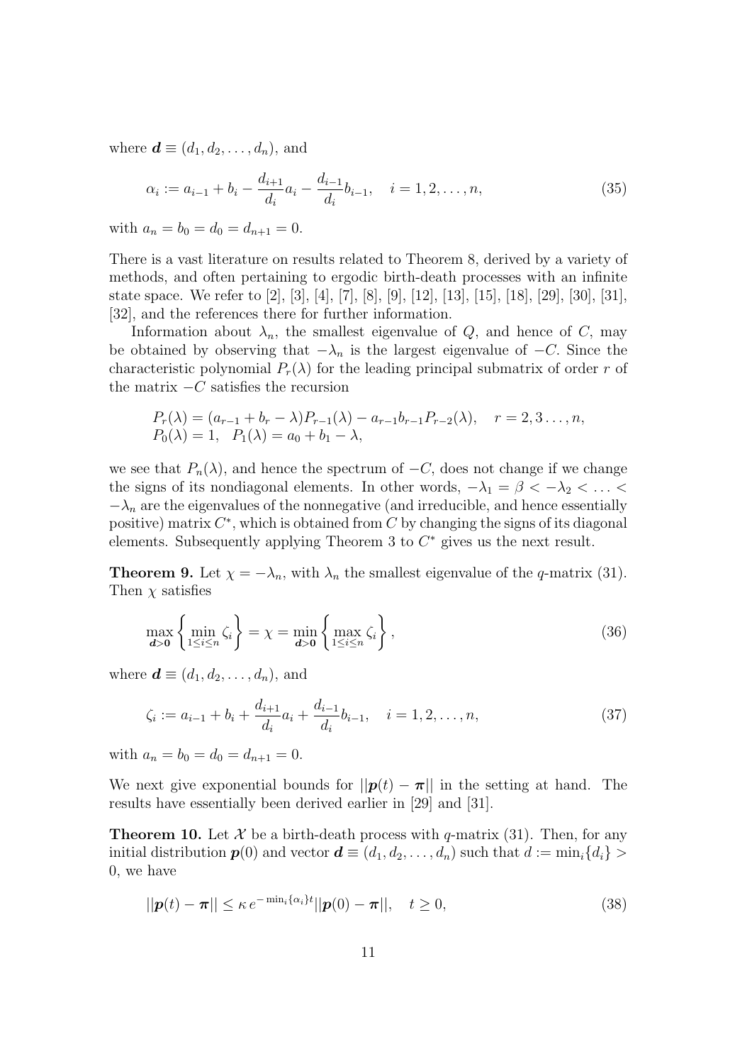where $\boldsymbol{d} \equiv (d_1, d_2, \ldots, d_n)$, and

$$\alpha_i := a_{i-1} + b_i - \frac{d_{i+1}}{d_i} a_i - \frac{d_{i-1}}{d_i} b_{i-1}, \quad i = 1, 2, \ldots, n, \tag{35}$$

with $a_n = b_0 = d_0 = d_{n+1} = 0$.

There is a vast literature on results related to Theorem 8, derived by a variety of methods, and often pertaining to ergodic birth-death processes with an infinite state space. We refer to [2], [3], [4], [7], [8], [9], [12], [13], [15], [18], [29], [30], [31], [32], and the references there for further information.

Information about $\lambda_n$, the smallest eigenvalue of $Q$, and hence of $C$, may be obtained by observing that $-\lambda_n$ is the largest eigenvalue of $-C$. Since the characteristic polynomial $P_r(\lambda)$ for the leading principal submatrix of order $r$ of the matrix $-C$ satisfies the recursion

$$\begin{aligned} &P_r(\lambda) = (a_{r-1} + b_r - \lambda) P_{r-1}(\lambda) - a_{r-1} b_{r-1} P_{r-2}(\lambda), \quad r = 2, 3 \ldots, n, \\ &P_0(\lambda) = 1, \quad P_1(\lambda) = a_0 + b_1 - \lambda, \end{aligned}$$

we see that $P_n(\lambda)$, and hence the spectrum of $-C$, does not change if we change the signs of its nondiagonal elements. In other words, $-\lambda_1 = \beta < -\lambda_2 < \ldots < -\lambda_n$ are the eigenvalues of the nonnegative (and irreducible, and hence essentially positive) matrix $C^*$, which is obtained from $C$ by changing the signs of its diagonal elements. Subsequently applying Theorem 3 to $C^*$ gives us the next result.

**Theorem 9.** Let $\chi = -\lambda_n$, with $\lambda_n$ the smallest eigenvalue of the $q$-matrix (31). Then $\chi$ satisfies

$$\max_{\boldsymbol{d}>\boldsymbol{0}} \left\{ \min_{1 \le i \le n} \zeta_i \right\} = \chi = \min_{\boldsymbol{d}>\boldsymbol{0}} \left\{ \max_{1 \le i \le n} \zeta_i \right\}, \tag{36}$$

where $\boldsymbol{d} \equiv (d_1, d_2, \ldots, d_n)$, and

$$\zeta_i := a_{i-1} + b_i + \frac{d_{i+1}}{d_i} a_i + \frac{d_{i-1}}{d_i} b_{i-1}, \quad i = 1, 2, \ldots, n, \tag{37}$$

with $a_n = b_0 = d_0 = d_{n+1} = 0$.

We next give exponential bounds for $||\boldsymbol{p}(t) - \boldsymbol{\pi}||$ in the setting at hand. The results have essentially been derived earlier in [29] and [31].

**Theorem 10.** Let $\mathcal{X}$ be a birth-death process with $q$-matrix (31). Then, for any initial distribution $\boldsymbol{p}(0)$ and vector $\boldsymbol{d} \equiv (d_1, d_2, \ldots, d_n)$ such that $d := \min_i\{d_i\} > 0$, we have

$$||\boldsymbol{p}(t) - \boldsymbol{\pi}|| \le \kappa \, e^{-\min_i\{\alpha_i\} t} ||\boldsymbol{p}(0) - \boldsymbol{\pi}||, \quad t \ge 0, \tag{38}$$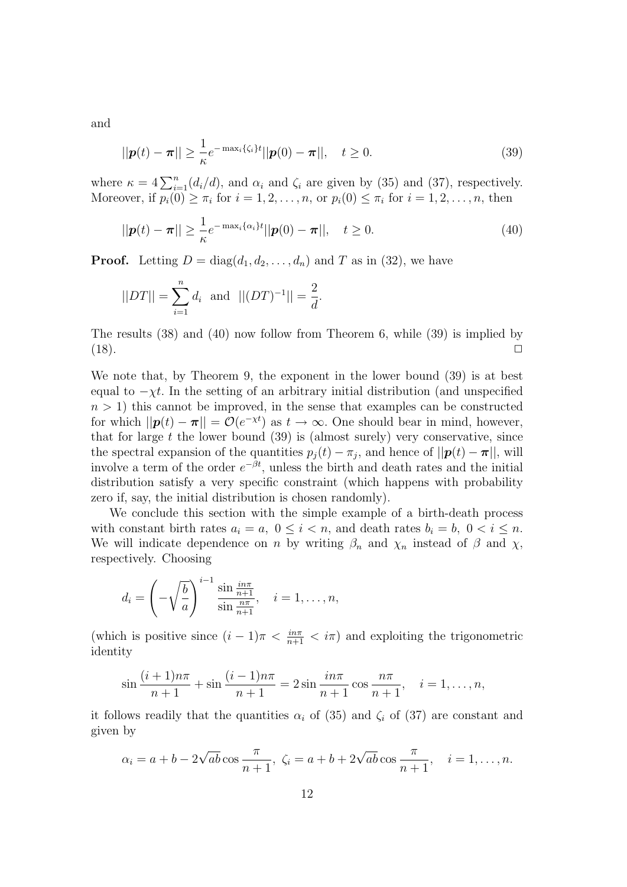and

$$||\boldsymbol{p}(t)-\boldsymbol{\pi}|| \geq \frac{1}{\kappa} e^{-\max_i\{\zeta_i\}t} ||\boldsymbol{p}(0)-\boldsymbol{\pi}||, \quad t \geq 0. \tag{39}$$

where $\kappa = 4\sum_{i=1}^{n}(d_i/d)$, and $\alpha_i$ and $\zeta_i$ are given by (35) and (37), respectively. Moreover, if $p_i(0) \geq \pi_i$ for $i = 1, 2, \ldots, n$, or $p_i(0) \leq \pi_i$ for $i = 1, 2, \ldots, n$, then

$$||\boldsymbol{p}(t)-\boldsymbol{\pi}|| \geq \frac{1}{\kappa} e^{-\max_i\{\alpha_i\}t} ||\boldsymbol{p}(0)-\boldsymbol{\pi}||, \quad t \geq 0. \tag{40}$$

**Proof.** Letting $D = \text{diag}(d_1, d_2, \ldots, d_n)$ and $T$ as in (32), we have

$$||DT|| = \sum_{i=1}^{n} d_i \quad \text{and} \quad ||(DT)^{-1}|| = \frac{2}{d}.$$

The results (38) and (40) now follow from Theorem 6, while (39) is implied by (18). □

We note that, by Theorem 9, the exponent in the lower bound (39) is at best equal to $-\chi t$. In the setting of an arbitrary initial distribution (and unspecified $n > 1$) this cannot be improved, in the sense that examples can be constructed for which $||\boldsymbol{p}(t)-\boldsymbol{\pi}|| = \mathcal{O}(e^{-\chi t})$ as $t \to \infty$. One should bear in mind, however, that for large $t$ the lower bound (39) is (almost surely) very conservative, since the spectral expansion of the quantities $p_j(t) - \pi_j$, and hence of $||\boldsymbol{p}(t)-\boldsymbol{\pi}||$, will involve a term of the order $e^{-\beta t}$, unless the birth and death rates and the initial distribution satisfy a very specific constraint (which happens with probability zero if, say, the initial distribution is chosen randomly).

We conclude this section with the simple example of a birth-death process with constant birth rates $a_i = a$, $0 \leq i < n$, and death rates $b_i = b$, $0 < i \leq n$. We will indicate dependence on $n$ by writing $\beta_n$ and $\chi_n$ instead of $\beta$ and $\chi$, respectively. Choosing

$$d_i = \left(-\sqrt{\frac{b}{a}}\right)^{i-1} \frac{\sin\frac{in\pi}{n+1}}{\sin\frac{n\pi}{n+1}}, \quad i = 1, \ldots, n,$$

(which is positive since $(i-1)\pi < \frac{in\pi}{n+1} < i\pi$) and exploiting the trigonometric identity

$$\sin\frac{(i+1)n\pi}{n+1} + \sin\frac{(i-1)n\pi}{n+1} = 2\sin\frac{in\pi}{n+1}\cos\frac{n\pi}{n+1}, \quad i = 1, \ldots, n,$$

it follows readily that the quantities $\alpha_i$ of (35) and $\zeta_i$ of (37) are constant and given by

$$\alpha_i = a + b - 2\sqrt{ab}\cos\frac{\pi}{n+1}, \; \zeta_i = a + b + 2\sqrt{ab}\cos\frac{\pi}{n+1}, \quad i = 1, \ldots, n.$$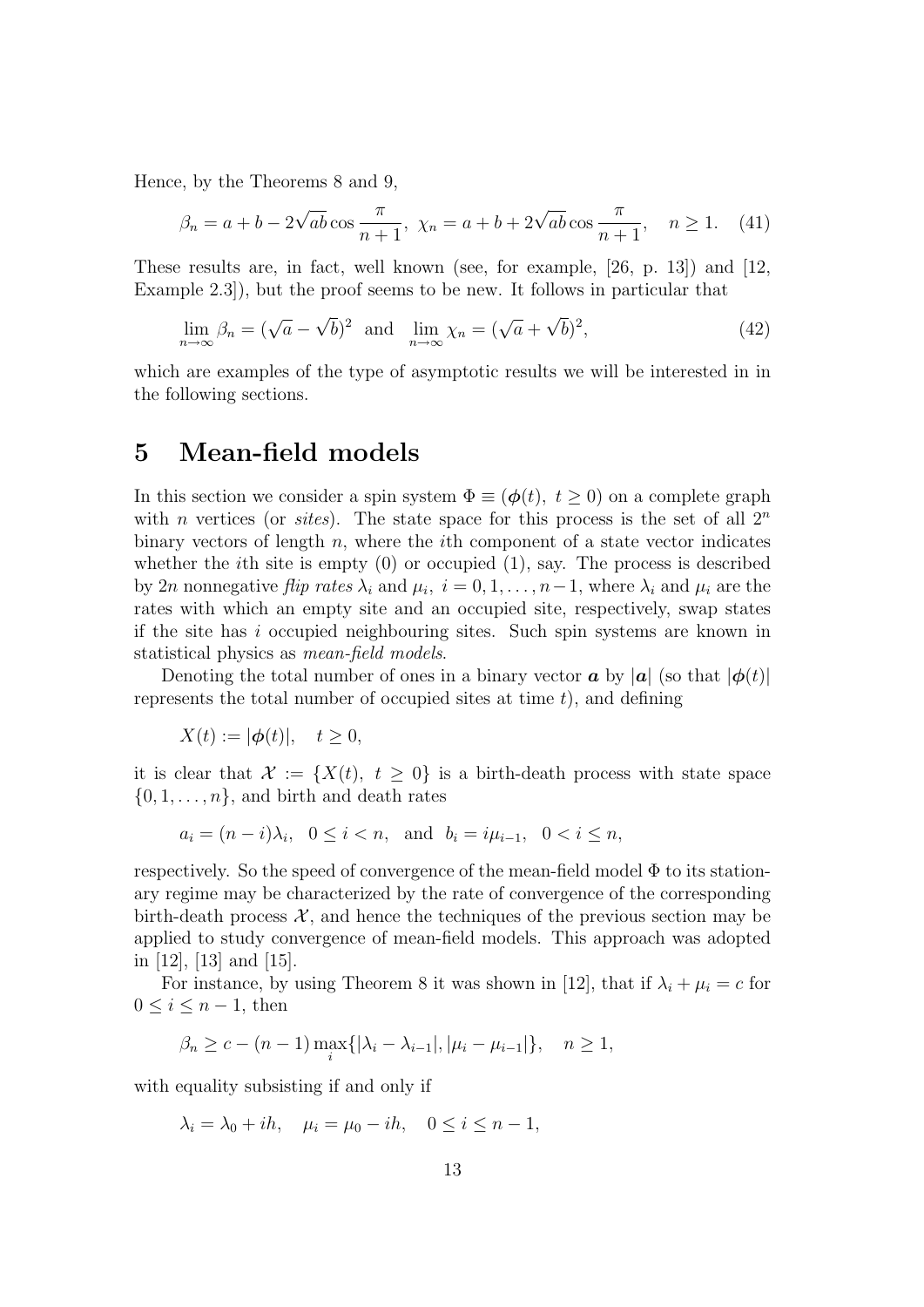Hence, by the Theorems 8 and 9,

$$\beta_n = a + b - 2\sqrt{ab}\cos\frac{\pi}{n+1},\ \chi_n = a + b + 2\sqrt{ab}\cos\frac{\pi}{n+1}, \quad n \geq 1. \quad (41)$$

These results are, in fact, well known (see, for example, [26, p. 13]) and [12, Example 2.3]), but the proof seems to be new. It follows in particular that

$$\lim_{n\to\infty} \beta_n = (\sqrt{a} - \sqrt{b})^2 \ \text{ and } \ \lim_{n\to\infty} \chi_n = (\sqrt{a} + \sqrt{b})^2, \quad (42)$$

which are examples of the type of asymptotic results we will be interested in in the following sections.

## 5 Mean-field models

In this section we consider a spin system $\Phi \equiv (\boldsymbol{\phi}(t),\ t \geq 0)$ on a complete graph with $n$ vertices (or *sites*). The state space for this process is the set of all $2^n$ binary vectors of length $n$, where the $i$th component of a state vector indicates whether the $i$th site is empty (0) or occupied (1), say. The process is described by $2n$ nonnegative *flip rates* $\lambda_i$ and $\mu_i$, $i = 0, 1, \ldots, n-1$, where $\lambda_i$ and $\mu_i$ are the rates with which an empty site and an occupied site, respectively, swap states if the site has $i$ occupied neighbouring sites. Such spin systems are known in statistical physics as *mean-field models*.

Denoting the total number of ones in a binary vector $\boldsymbol{a}$ by $|\boldsymbol{a}|$ (so that $|\boldsymbol{\phi}(t)|$ represents the total number of occupied sites at time $t$), and defining

$$X(t) := |\boldsymbol{\phi}(t)|, \quad t \geq 0,$$

it is clear that $\mathcal{X} := \{X(t),\ t \geq 0\}$ is a birth-death process with state space $\{0, 1, \ldots, n\}$, and birth and death rates

$$a_i = (n-i)\lambda_i, \quad 0 \leq i < n, \quad \text{and} \quad b_i = i\mu_{i-1}, \quad 0 < i \leq n,$$

respectively. So the speed of convergence of the mean-field model $\Phi$ to its stationary regime may be characterized by the rate of convergence of the corresponding birth-death process $\mathcal{X}$, and hence the techniques of the previous section may be applied to study convergence of mean-field models. This approach was adopted in [12], [13] and [15].

For instance, by using Theorem 8 it was shown in [12], that if $\lambda_i + \mu_i = c$ for $0 \leq i \leq n-1$, then

$$\beta_n \geq c - (n-1)\max_i\{|\lambda_i - \lambda_{i-1}|, |\mu_i - \mu_{i-1}|\}, \quad n \geq 1,$$

with equality subsisting if and only if

$$\lambda_i = \lambda_0 + ih, \quad \mu_i = \mu_0 - ih, \quad 0 \leq i \leq n-1,$$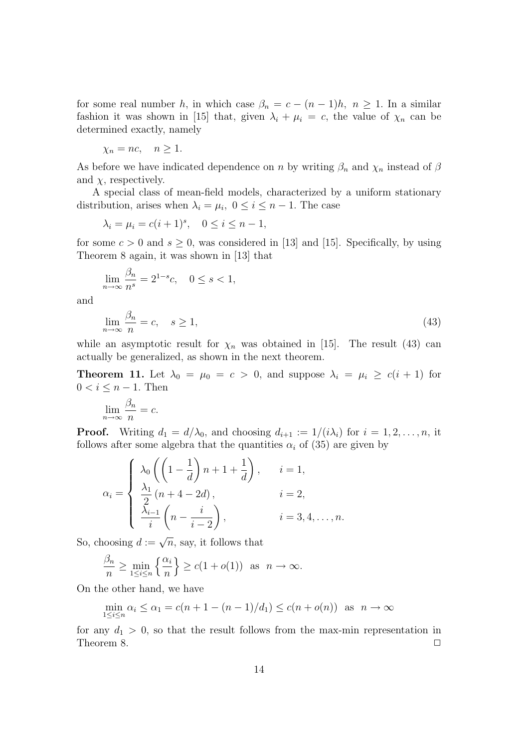for some real number $h$, in which case $\beta_n = c - (n-1)h,\ n \geq 1$. In a similar fashion it was shown in [15] that, given $\lambda_i + \mu_i = c$, the value of $\chi_n$ can be determined exactly, namely

$$\chi_n = nc, \quad n \geq 1.$$

As before we have indicated dependence on $n$ by writing $\beta_n$ and $\chi_n$ instead of $\beta$ and $\chi$, respectively.

A special class of mean-field models, characterized by a uniform stationary distribution, arises when $\lambda_i = \mu_i,\ 0 \leq i \leq n-1$. The case

$$\lambda_i = \mu_i = c(i+1)^s, \quad 0 \leq i \leq n-1,$$

for some $c > 0$ and $s \geq 0$, was considered in [13] and [15]. Specifically, by using Theorem 8 again, it was shown in [13] that

$$\lim_{n\to\infty} \frac{\beta_n}{n^s} = 2^{1-s}c, \quad 0 \leq s < 1,$$

and

$$\lim_{n\to\infty} \frac{\beta_n}{n} = c, \quad s \geq 1, \tag{43}$$

while an asymptotic result for $\chi_n$ was obtained in [15]. The result (43) can actually be generalized, as shown in the next theorem.

**Theorem 11.** Let $\lambda_0 = \mu_0 = c > 0$, and suppose $\lambda_i = \mu_i \geq c(i+1)$ for $0 < i \leq n-1$. Then

$$\lim_{n\to\infty} \frac{\beta_n}{n} = c.$$

**Proof.** Writing $d_1 = d/\lambda_0$, and choosing $d_{i+1} := 1/(i\lambda_i)$ for $i = 1, 2, \ldots, n$, it follows after some algebra that the quantities $\alpha_i$ of (35) are given by

$$\alpha_i = \begin{cases} \lambda_0 \left( \left(1 - \dfrac{1}{d}\right) n + 1 + \dfrac{1}{d} \right), & i = 1, \\ \dfrac{\lambda_1}{2}\left(n + 4 - 2d\right), & i = 2, \\ \dfrac{\lambda_{i-1}}{i}\left(n - \dfrac{i}{i-2}\right), & i = 3, 4, \ldots, n. \end{cases}$$

So, choosing $d := \sqrt{n}$, say, it follows that

$$\frac{\beta_n}{n} \geq \min_{1\leq i\leq n} \left\{ \frac{\alpha_i}{n} \right\} \geq c(1 + o(1)) \ \text{ as } \ n \to \infty.$$

On the other hand, we have

$$\min_{1\leq i\leq n} \alpha_i \leq \alpha_1 = c(n + 1 - (n-1)/d_1) \leq c(n + o(n)) \ \text{ as } \ n \to \infty$$

for any $d_1 > 0$, so that the result follows from the max-min representation in Theorem 8. $\square$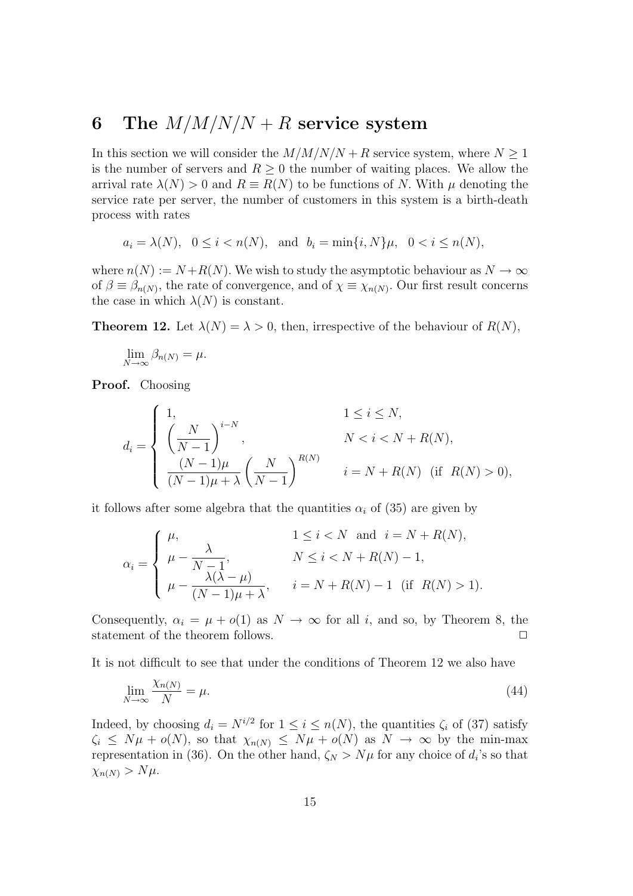# 6 The $M/M/N/N+R$ service system

In this section we will consider the $M/M/N/N+R$ service system, where $N \geq 1$ is the number of servers and $R \geq 0$ the number of waiting places. We allow the arrival rate $\lambda(N) > 0$ and $R \equiv R(N)$ to be functions of $N$. With $\mu$ denoting the service rate per server, the number of customers in this system is a birth-death process with rates

$$a_i = \lambda(N), \quad 0 \leq i < n(N), \quad \text{and} \quad b_i = \min\{i, N\}\mu, \quad 0 < i \leq n(N),$$

where $n(N) := N + R(N)$. We wish to study the asymptotic behaviour as $N \to \infty$ of $\beta \equiv \beta_{n(N)}$, the rate of convergence, and of $\chi \equiv \chi_{n(N)}$. Our first result concerns the case in which $\lambda(N)$ is constant.

**Theorem 12.** Let $\lambda(N) = \lambda > 0$, then, irrespective of the behaviour of $R(N)$,

$$\lim_{N\to\infty} \beta_{n(N)} = \mu.$$

**Proof.** Choosing

$$d_i = \begin{cases} 1, & 1 \leq i \leq N, \\ \left(\dfrac{N}{N-1}\right)^{i-N}, & N < i < N + R(N), \\ \dfrac{(N-1)\mu}{(N-1)\mu + \lambda}\left(\dfrac{N}{N-1}\right)^{R(N)} & i = N + R(N) \;\; (\text{if } \;R(N) > 0), \end{cases}$$

it follows after some algebra that the quantities $\alpha_i$ of (35) are given by

$$\alpha_i = \begin{cases} \mu, & 1 \leq i < N \;\; \text{and} \;\; i = N + R(N), \\ \mu - \dfrac{\lambda}{N-1}, & N \leq i < N + R(N) - 1, \\ \mu - \dfrac{\lambda(\lambda - \mu)}{(N-1)\mu + \lambda}, & i = N + R(N) - 1 \;\; (\text{if } \;R(N) > 1). \end{cases}$$

Consequently, $\alpha_i = \mu + o(1)$ as $N \to \infty$ for all $i$, and so, by Theorem 8, the statement of the theorem follows. $\square$

It is not difficult to see that under the conditions of Theorem 12 we also have

$$\lim_{N\to\infty} \frac{\chi_{n(N)}}{N} = \mu. \tag{44}$$

Indeed, by choosing $d_i = N^{i/2}$ for $1 \leq i \leq n(N)$, the quantities $\zeta_i$ of (37) satisfy $\zeta_i \leq N\mu + o(N)$, so that $\chi_{n(N)} \leq N\mu + o(N)$ as $N \to \infty$ by the min-max representation in (36). On the other hand, $\zeta_N > N\mu$ for any choice of $d_i$'s so that $\chi_{n(N)} > N\mu$.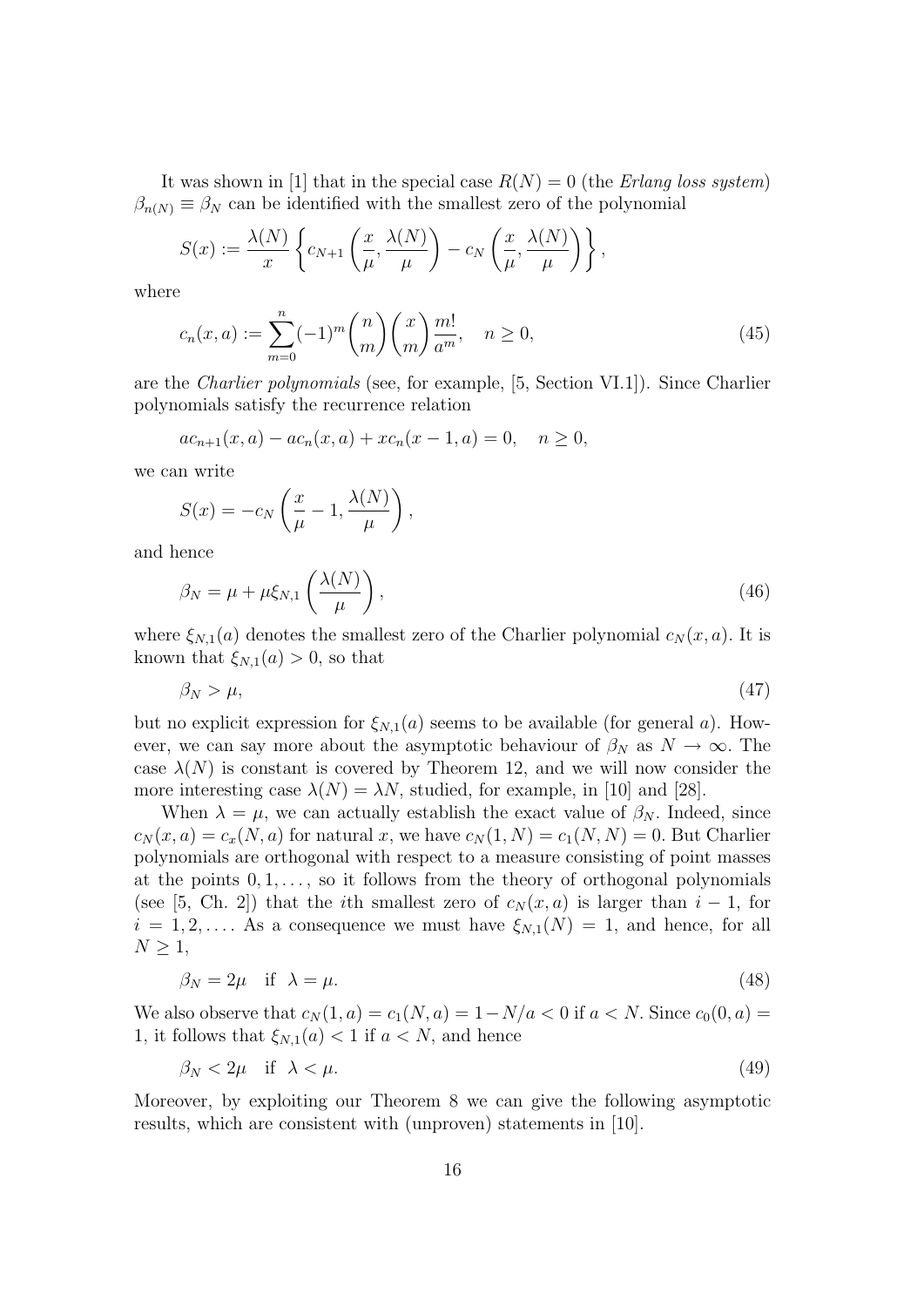It was shown in [1] that in the special case $R(N) = 0$ (the *Erlang loss system*) $\beta_{n(N)} \equiv \beta_N$ can be identified with the smallest zero of the polynomial

$$S(x) := \frac{\lambda(N)}{x} \left\{ c_{N+1}\left(\frac{x}{\mu}, \frac{\lambda(N)}{\mu}\right) - c_N\left(\frac{x}{\mu}, \frac{\lambda(N)}{\mu}\right) \right\},$$

where

$$c_n(x,a) := \sum_{m=0}^{n} (-1)^m \binom{n}{m} \binom{x}{m} \frac{m!}{a^m}, \quad n \geq 0, \tag{45}$$

are the *Charlier polynomials* (see, for example, [5, Section VI.1]). Since Charlier polynomials satisfy the recurrence relation

$$ac_{n+1}(x,a) - ac_n(x,a) + xc_n(x-1,a) = 0, \quad n \geq 0,$$

we can write

$$S(x) = -c_N\left(\frac{x}{\mu} - 1, \frac{\lambda(N)}{\mu}\right),$$

and hence

$$\beta_N = \mu + \mu \xi_{N,1}\left(\frac{\lambda(N)}{\mu}\right), \tag{46}$$

where $\xi_{N,1}(a)$ denotes the smallest zero of the Charlier polynomial $c_N(x,a)$. It is known that $\xi_{N,1}(a) > 0$, so that

$$\beta_N > \mu, \tag{47}$$

but no explicit expression for $\xi_{N,1}(a)$ seems to be available (for general $a$). However, we can say more about the asymptotic behaviour of $\beta_N$ as $N \to \infty$. The case $\lambda(N)$ is constant is covered by Theorem 12, and we will now consider the more interesting case $\lambda(N) = \lambda N$, studied, for example, in [10] and [28].

When $\lambda = \mu$, we can actually establish the exact value of $\beta_N$. Indeed, since $c_N(x,a) = c_x(N,a)$ for natural $x$, we have $c_N(1,N) = c_1(N,N) = 0$. But Charlier polynomials are orthogonal with respect to a measure consisting of point masses at the points $0, 1, \ldots$, so it follows from the theory of orthogonal polynomials (see [5, Ch. 2]) that the $i$th smallest zero of $c_N(x,a)$ is larger than $i-1$, for $i = 1, 2, \ldots$. As a consequence we must have $\xi_{N,1}(N) = 1$, and hence, for all $N \geq 1$,

$$\beta_N = 2\mu \quad \text{if} \quad \lambda = \mu. \tag{48}$$

We also observe that $c_N(1,a) = c_1(N,a) = 1 - N/a < 0$ if $a < N$. Since $c_0(0,a) = 1$, it follows that $\xi_{N,1}(a) < 1$ if $a < N$, and hence

$$\beta_N < 2\mu \quad \text{if} \quad \lambda < \mu. \tag{49}$$

Moreover, by exploiting our Theorem 8 we can give the following asymptotic results, which are consistent with (unproven) statements in [10].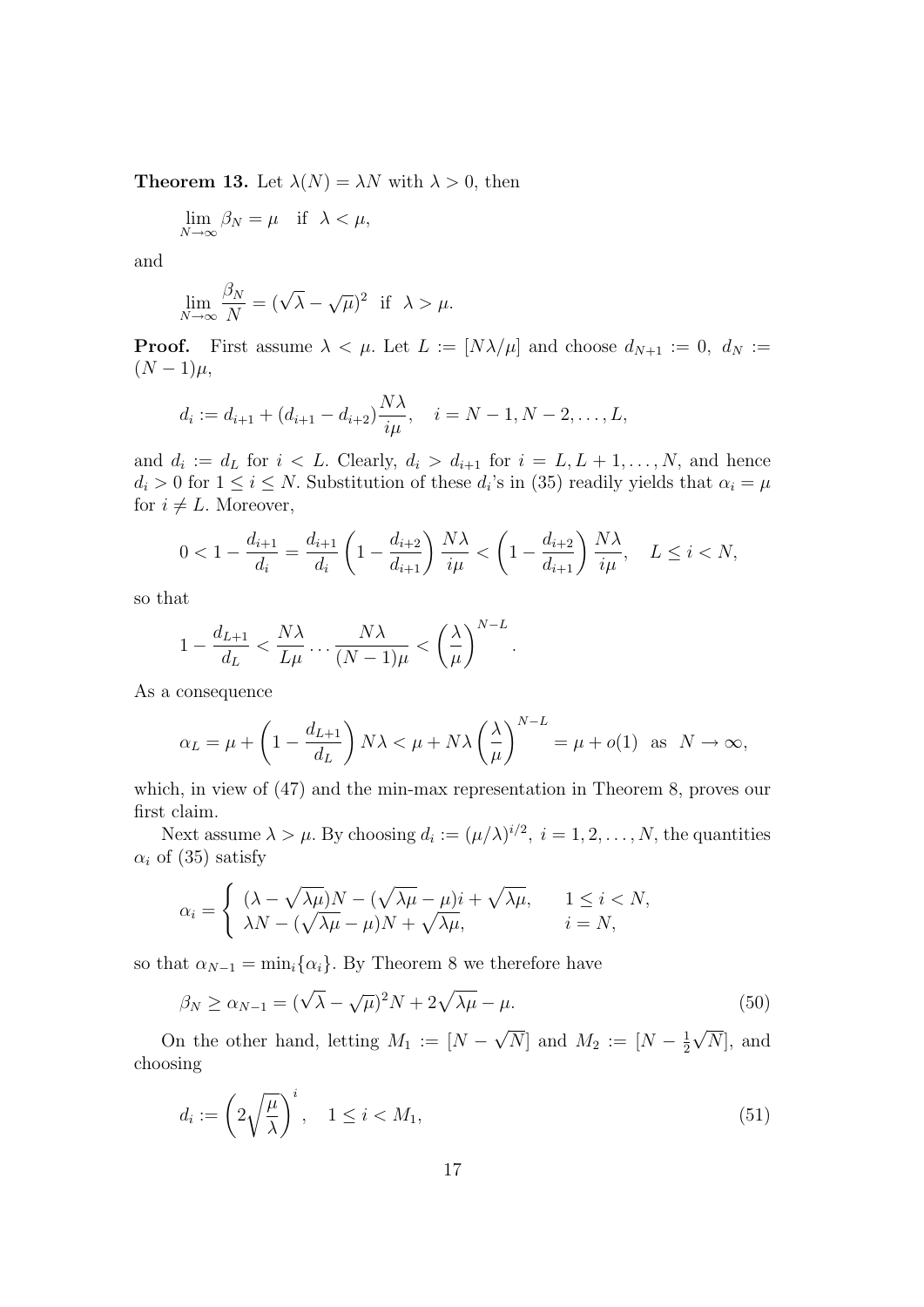**Theorem 13.** Let $\lambda(N) = \lambda N$ with $\lambda > 0$, then

$$\lim_{N\to\infty} \beta_N = \mu \quad \text{if} \;\; \lambda < \mu,$$

and

$$\lim_{N\to\infty} \frac{\beta_N}{N} = (\sqrt{\lambda} - \sqrt{\mu})^2 \;\; \text{if} \;\; \lambda > \mu.$$

**Proof.** First assume $\lambda < \mu$. Let $L := [N\lambda/\mu]$ and choose $d_{N+1} := 0,\ d_N := (N-1)\mu$,

$$d_i := d_{i+1} + (d_{i+1} - d_{i+2})\frac{N\lambda}{i\mu}, \quad i = N-1, N-2, \ldots, L,$$

and $d_i := d_L$ for $i < L$. Clearly, $d_i > d_{i+1}$ for $i = L, L+1, \ldots, N$, and hence $d_i > 0$ for $1 \leq i \leq N$. Substitution of these $d_i$'s in (35) readily yields that $\alpha_i = \mu$ for $i \neq L$. Moreover,

$$0 < 1 - \frac{d_{i+1}}{d_i} = \frac{d_{i+1}}{d_i}\left(1 - \frac{d_{i+2}}{d_{i+1}}\right)\frac{N\lambda}{i\mu} < \left(1 - \frac{d_{i+2}}{d_{i+1}}\right)\frac{N\lambda}{i\mu}, \quad L \leq i < N,$$

so that

$$1 - \frac{d_{L+1}}{d_L} < \frac{N\lambda}{L\mu} \cdots \frac{N\lambda}{(N-1)\mu} < \left(\frac{\lambda}{\mu}\right)^{N-L}.$$

As a consequence

$$\alpha_L = \mu + \left(1 - \frac{d_{L+1}}{d_L}\right)N\lambda < \mu + N\lambda\left(\frac{\lambda}{\mu}\right)^{N-L} = \mu + o(1) \;\; \text{as} \;\; N \to \infty,$$

which, in view of (47) and the min-max representation in Theorem 8, proves our first claim.

Next assume $\lambda > \mu$. By choosing $d_i := (\mu/\lambda)^{i/2},\ i = 1, 2, \ldots, N$, the quantities $\alpha_i$ of (35) satisfy

$$\alpha_i = \begin{cases} (\lambda - \sqrt{\lambda\mu})N - (\sqrt{\lambda\mu} - \mu)i + \sqrt{\lambda\mu}, & 1 \leq i < N, \\ \lambda N - (\sqrt{\lambda\mu} - \mu)N + \sqrt{\lambda\mu}, & i = N, \end{cases}$$

so that $\alpha_{N-1} = \min_i\{\alpha_i\}$. By Theorem 8 we therefore have

$$\beta_N \geq \alpha_{N-1} = (\sqrt{\lambda} - \sqrt{\mu})^2 N + 2\sqrt{\lambda\mu} - \mu. \tag{50}$$

On the other hand, letting $M_1 := [N - \sqrt{N}]$ and $M_2 := [N - \frac{1}{2}\sqrt{N}]$, and choosing

$$d_i := \left(2\sqrt{\frac{\mu}{\lambda}}\right)^i, \quad 1 \leq i < M_1, \tag{51}$$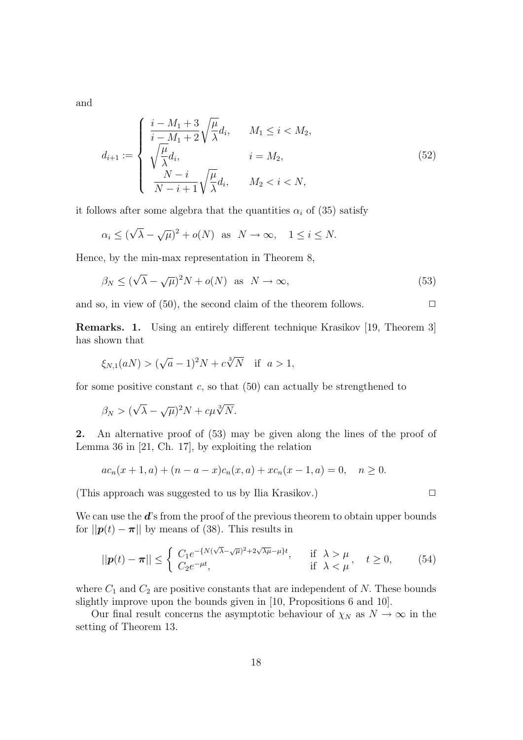and

$$
d_{i+1} := \begin{cases} \dfrac{i - M_1 + 3}{i - M_1 + 2}\sqrt{\dfrac{\mu}{\lambda}} d_i, & M_1 \le i < M_2, \\ \sqrt{\dfrac{\mu}{\lambda}} d_i, & i = M_2, \\ \dfrac{N - i}{N - i + 1}\sqrt{\dfrac{\mu}{\lambda}} d_i, & M_2 < i < N, \end{cases} \tag{52}
$$

it follows after some algebra that the quantities $\alpha_i$ of (35) satisfy

$$
\alpha_i \le (\sqrt{\lambda} - \sqrt{\mu})^2 + o(N) \ \text{ as } \ N \to \infty, \quad 1 \le i \le N.
$$

Hence, by the min-max representation in Theorem 8,

$$
\beta_N \le (\sqrt{\lambda} - \sqrt{\mu})^2 N + o(N) \ \text{ as } \ N \to \infty, \tag{53}
$$

and so, in view of (50), the second claim of the theorem follows. □

**Remarks. 1.** Using an entirely different technique Krasikov [19, Theorem 3] has shown that

$$
\xi_{N,1}(aN) > (\sqrt{a} - 1)^2 N + c\sqrt[3]{N} \quad \text{if } \ a > 1,
$$

for some positive constant $c$, so that (50) can actually be strengthened to

$$
\beta_N > (\sqrt{\lambda} - \sqrt{\mu})^2 N + c\mu\sqrt[3]{N}.
$$

**2.** An alternative proof of (53) may be given along the lines of the proof of Lemma 36 in [21, Ch. 17], by exploiting the relation

$$
ac_n(x+1, a) + (n - a - x)c_n(x, a) + xc_n(x-1, a) = 0, \quad n \ge 0.
$$

(This approach was suggested to us by Ilia Krasikov.) □

We can use the $\boldsymbol{d}$'s from the proof of the previous theorem to obtain upper bounds for $||\boldsymbol{p}(t) - \boldsymbol{\pi}||$ by means of (38). This results in

$$
||\boldsymbol{p}(t) - \boldsymbol{\pi}|| \le \begin{cases} C_1 e^{-\{N(\sqrt{\lambda}-\sqrt{\mu})^2 + 2\sqrt{\lambda\mu} - \mu\}t}, & \text{if } \ \lambda > \mu \\ C_2 e^{-\mu t}, & \text{if } \ \lambda < \mu \end{cases}, \quad t \ge 0, \tag{54}
$$

where $C_1$ and $C_2$ are positive constants that are independent of $N$. These bounds slightly improve upon the bounds given in [10, Propositions 6 and 10].

Our final result concerns the asymptotic behaviour of $\chi_N$ as $N \to \infty$ in the setting of Theorem 13.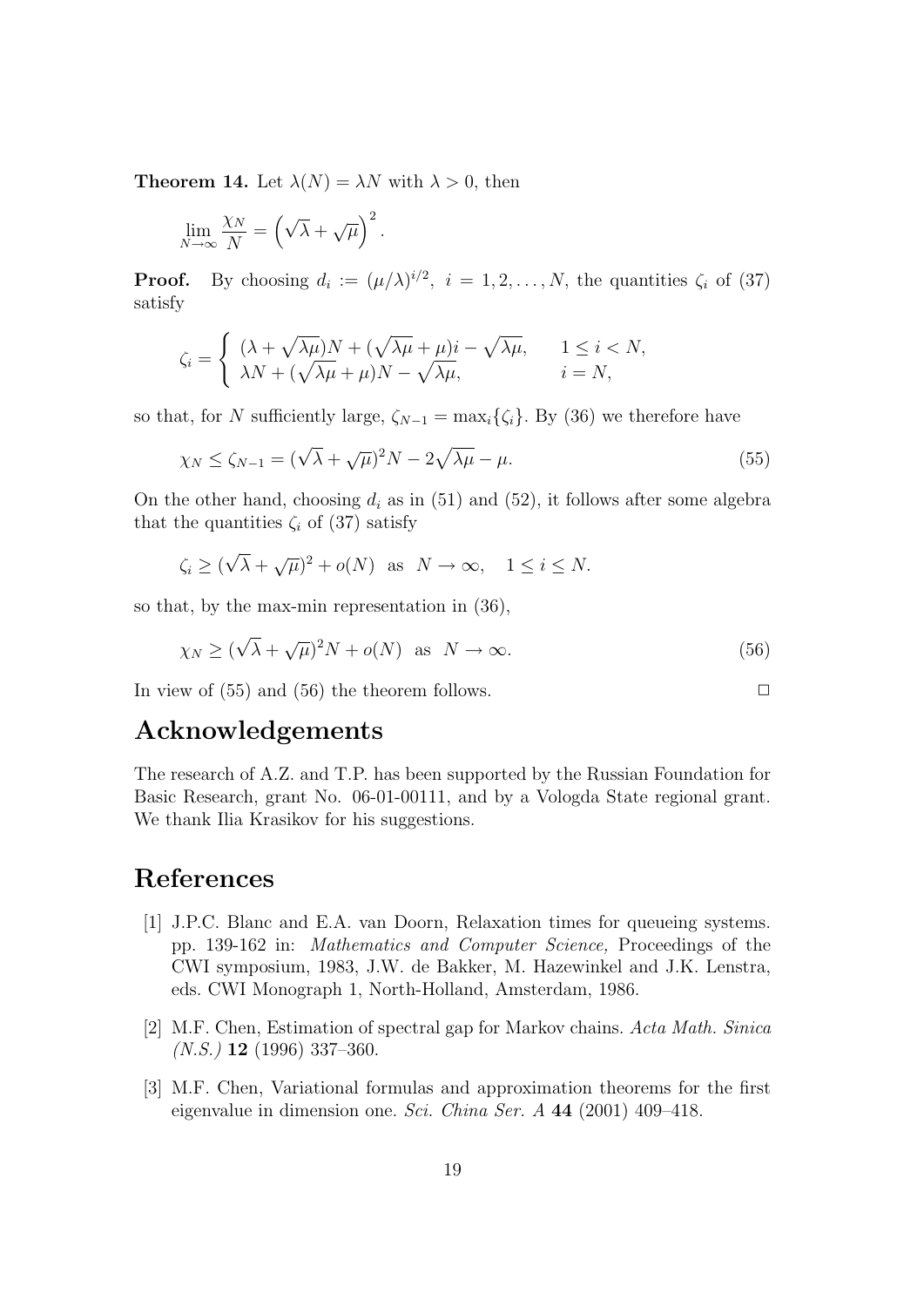**Theorem 14.** Let $\lambda(N) = \lambda N$ with $\lambda > 0$, then

$$\lim_{N\to\infty} \frac{\chi_N}{N} = \left(\sqrt{\lambda} + \sqrt{\mu}\right)^2.$$

**Proof.** By choosing $d_i := (\mu/\lambda)^{i/2}$, $i = 1, 2, \ldots, N$, the quantities $\zeta_i$ of (37) satisfy

$$\zeta_i = \begin{cases} (\lambda + \sqrt{\lambda\mu})N + (\sqrt{\lambda\mu} + \mu)i - \sqrt{\lambda\mu}, & 1 \le i < N, \\ \lambda N + (\sqrt{\lambda\mu} + \mu)N - \sqrt{\lambda\mu}, & i = N, \end{cases}$$

so that, for $N$ sufficiently large, $\zeta_{N-1} = \max_i\{\zeta_i\}$. By (36) we therefore have

$$\chi_N \le \zeta_{N-1} = (\sqrt{\lambda} + \sqrt{\mu})^2 N - 2\sqrt{\lambda\mu} - \mu. \tag{55}$$

On the other hand, choosing $d_i$ as in (51) and (52), it follows after some algebra that the quantities $\zeta_i$ of (37) satisfy

$$\zeta_i \ge (\sqrt{\lambda} + \sqrt{\mu})^2 + o(N) \text{ as } N \to \infty, \quad 1 \le i \le N.$$

so that, by the max-min representation in (36),

$$\chi_N \ge (\sqrt{\lambda} + \sqrt{\mu})^2 N + o(N) \text{ as } N \to \infty. \tag{56}$$

In view of (55) and (56) the theorem follows. □

# Acknowledgements

The research of A.Z. and T.P. has been supported by the Russian Foundation for Basic Research, grant No. 06-01-00111, and by a Vologda State regional grant. We thank Ilia Krasikov for his suggestions.

# References

[1] J.P.C. Blanc and E.A. van Doorn, Relaxation times for queueing systems. pp. 139-162 in: *Mathematics and Computer Science,* Proceedings of the CWI symposium, 1983, J.W. de Bakker, M. Hazewinkel and J.K. Lenstra, eds. CWI Monograph 1, North-Holland, Amsterdam, 1986.

[2] M.F. Chen, Estimation of spectral gap for Markov chains. *Acta Math. Sinica (N.S.)* **12** (1996) 337–360.

[3] M.F. Chen, Variational formulas and approximation theorems for the first eigenvalue in dimension one. *Sci. China Ser. A* **44** (2001) 409–418.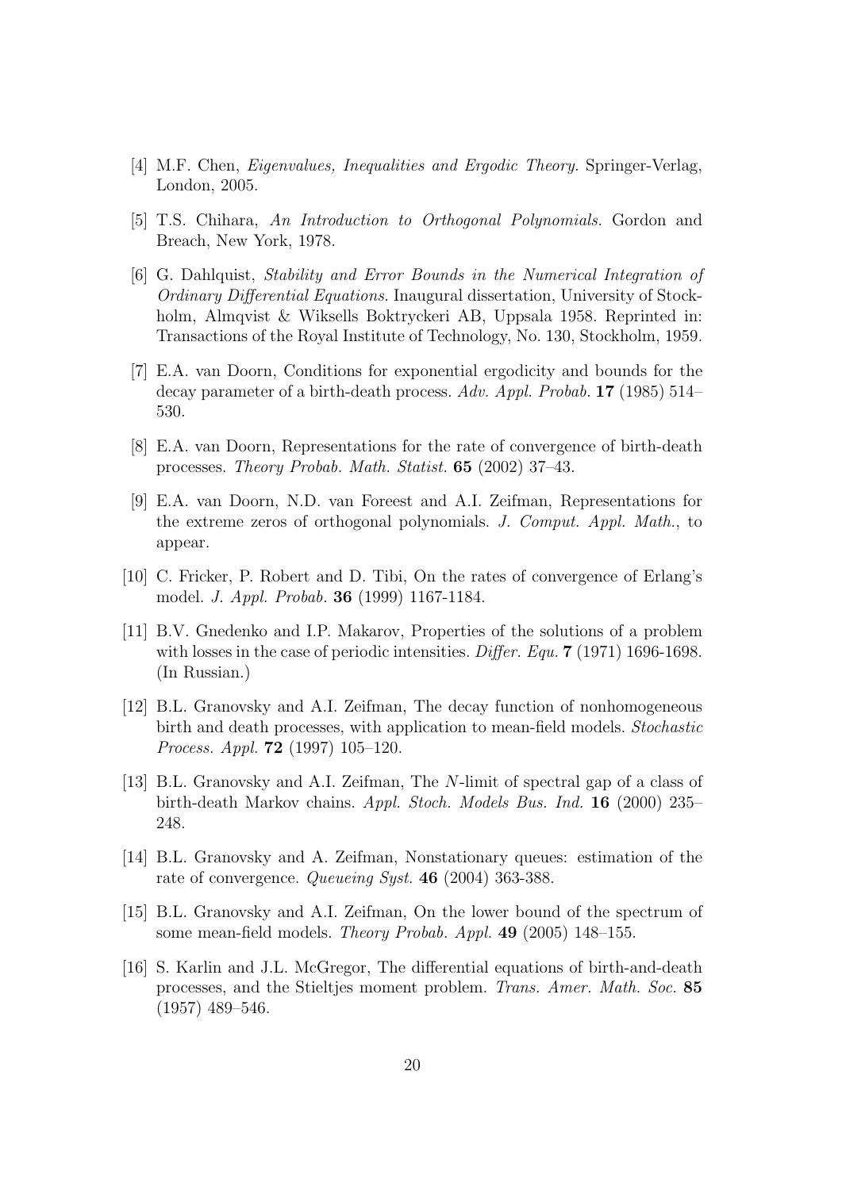[4] M.F. Chen, *Eigenvalues, Inequalities and Ergodic Theory.* Springer-Verlag, London, 2005.

[5] T.S. Chihara, *An Introduction to Orthogonal Polynomials.* Gordon and Breach, New York, 1978.

[6] G. Dahlquist, *Stability and Error Bounds in the Numerical Integration of Ordinary Differential Equations.* Inaugural dissertation, University of Stockholm, Almqvist & Wiksells Boktryckeri AB, Uppsala 1958. Reprinted in: Transactions of the Royal Institute of Technology, No. 130, Stockholm, 1959.

[7] E.A. van Doorn, Conditions for exponential ergodicity and bounds for the decay parameter of a birth-death process. *Adv. Appl. Probab.* **17** (1985) 514–530.

[8] E.A. van Doorn, Representations for the rate of convergence of birth-death processes. *Theory Probab. Math. Statist.* **65** (2002) 37–43.

[9] E.A. van Doorn, N.D. van Foreest and A.I. Zeifman, Representations for the extreme zeros of orthogonal polynomials. *J. Comput. Appl. Math.*, to appear.

[10] C. Fricker, P. Robert and D. Tibi, On the rates of convergence of Erlang's model. *J. Appl. Probab.* **36** (1999) 1167-1184.

[11] B.V. Gnedenko and I.P. Makarov, Properties of the solutions of a problem with losses in the case of periodic intensities. *Differ. Equ.* **7** (1971) 1696-1698. (In Russian.)

[12] B.L. Granovsky and A.I. Zeifman, The decay function of nonhomogeneous birth and death processes, with application to mean-field models. *Stochastic Process. Appl.* **72** (1997) 105–120.

[13] B.L. Granovsky and A.I. Zeifman, The $N$-limit of spectral gap of a class of birth-death Markov chains. *Appl. Stoch. Models Bus. Ind.* **16** (2000) 235–248.

[14] B.L. Granovsky and A. Zeifman, Nonstationary queues: estimation of the rate of convergence. *Queueing Syst.* **46** (2004) 363-388.

[15] B.L. Granovsky and A.I. Zeifman, On the lower bound of the spectrum of some mean-field models. *Theory Probab. Appl.* **49** (2005) 148–155.

[16] S. Karlin and J.L. McGregor, The differential equations of birth-and-death processes, and the Stieltjes moment problem. *Trans. Amer. Math. Soc.* **85** (1957) 489–546.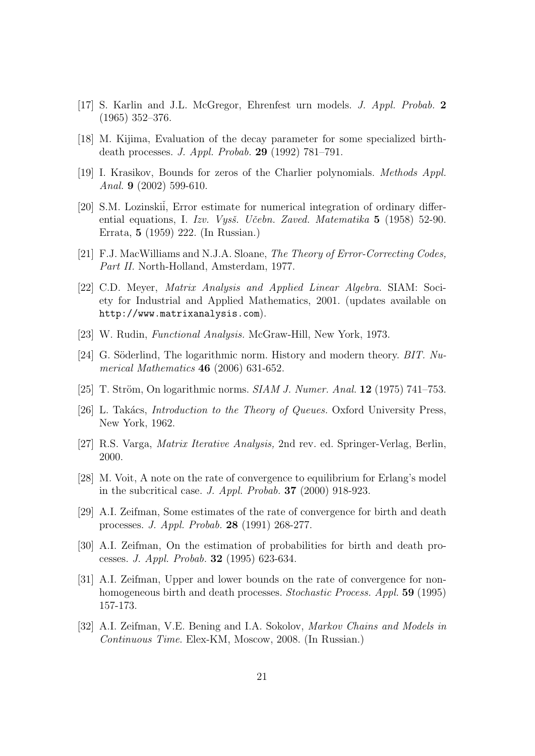[17] S. Karlin and J.L. McGregor, Ehrenfest urn models. *J. Appl. Probab.* **2** (1965) 352–376.

[18] M. Kijima, Evaluation of the decay parameter for some specialized birth-death processes. *J. Appl. Probab.* **29** (1992) 781–791.

[19] I. Krasikov, Bounds for zeros of the Charlier polynomials. *Methods Appl. Anal.* **9** (2002) 599-610.

[20] S.M. Lozinskiĭ, Error estimate for numerical integration of ordinary differential equations, I. *Izv. Vysš. Učebn. Zaved. Matematika* **5** (1958) 52-90. Errata, **5** (1959) 222. (In Russian.)

[21] F.J. MacWilliams and N.J.A. Sloane, *The Theory of Error-Correcting Codes, Part II.* North-Holland, Amsterdam, 1977.

[22] C.D. Meyer, *Matrix Analysis and Applied Linear Algebra.* SIAM: Society for Industrial and Applied Mathematics, 2001. (updates available on `http://www.matrixanalysis.com`).

[23] W. Rudin, *Functional Analysis.* McGraw-Hill, New York, 1973.

[24] G. Söderlind, The logarithmic norm. History and modern theory. *BIT. Numerical Mathematics* **46** (2006) 631-652.

[25] T. Ström, On logarithmic norms. *SIAM J. Numer. Anal.* **12** (1975) 741–753.

[26] L. Takács, *Introduction to the Theory of Queues.* Oxford University Press, New York, 1962.

[27] R.S. Varga, *Matrix Iterative Analysis,* 2nd rev. ed. Springer-Verlag, Berlin, 2000.

[28] M. Voit, A note on the rate of convergence to equilibrium for Erlang's model in the subcritical case. *J. Appl. Probab.* **37** (2000) 918-923.

[29] A.I. Zeifman, Some estimates of the rate of convergence for birth and death processes. *J. Appl. Probab.* **28** (1991) 268-277.

[30] A.I. Zeifman, On the estimation of probabilities for birth and death processes. *J. Appl. Probab.* **32** (1995) 623-634.

[31] A.I. Zeifman, Upper and lower bounds on the rate of convergence for nonhomogeneous birth and death processes. *Stochastic Process. Appl.* **59** (1995) 157-173.

[32] A.I. Zeifman, V.E. Bening and I.A. Sokolov, *Markov Chains and Models in Continuous Time.* Elex-KM, Moscow, 2008. (In Russian.)